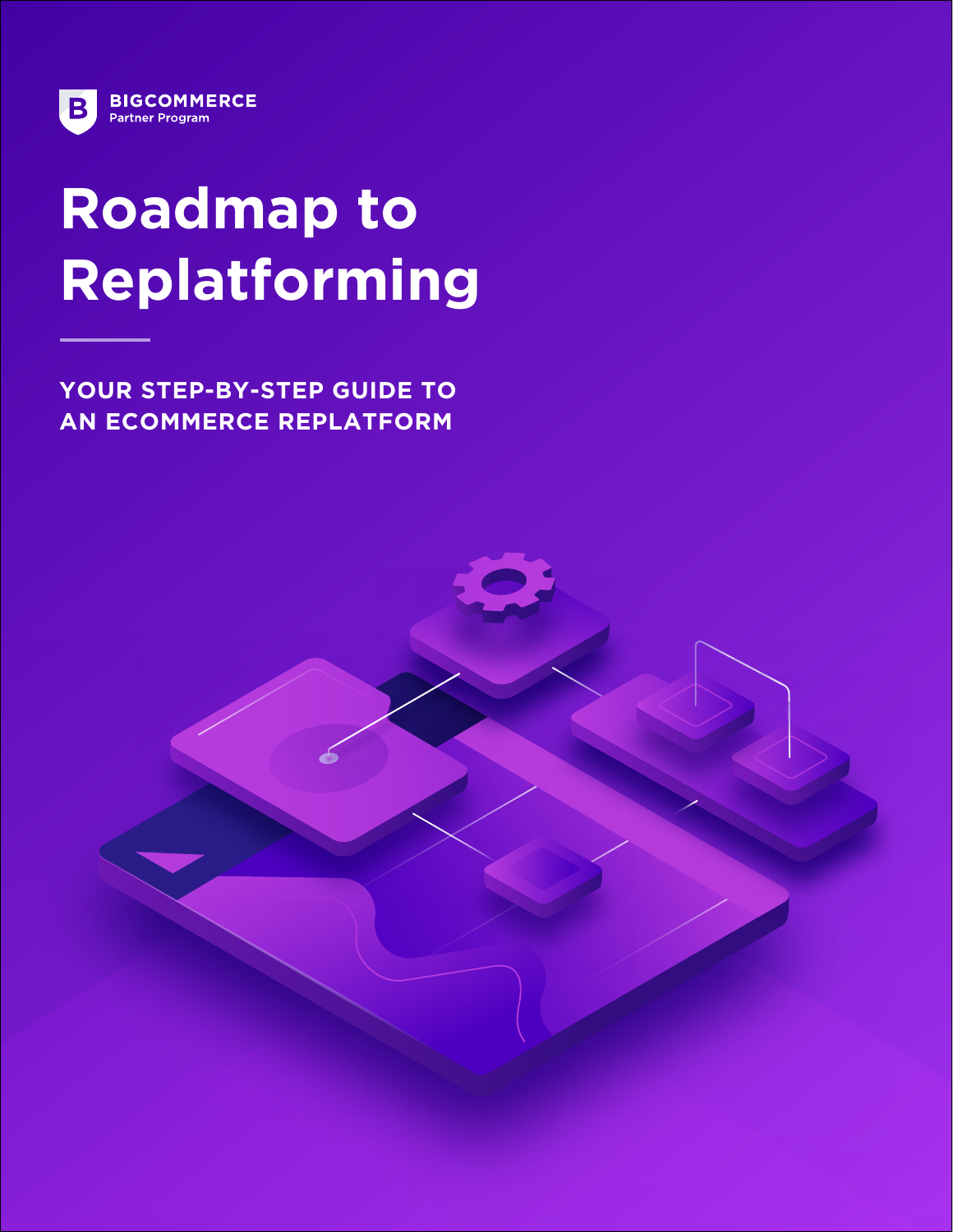BIGCOMMERCE
Partner Program

# Roadmap to Replatforming

## YOUR STEP-BY-STEP GUIDE TO AN ECOMMERCE REPLATFORM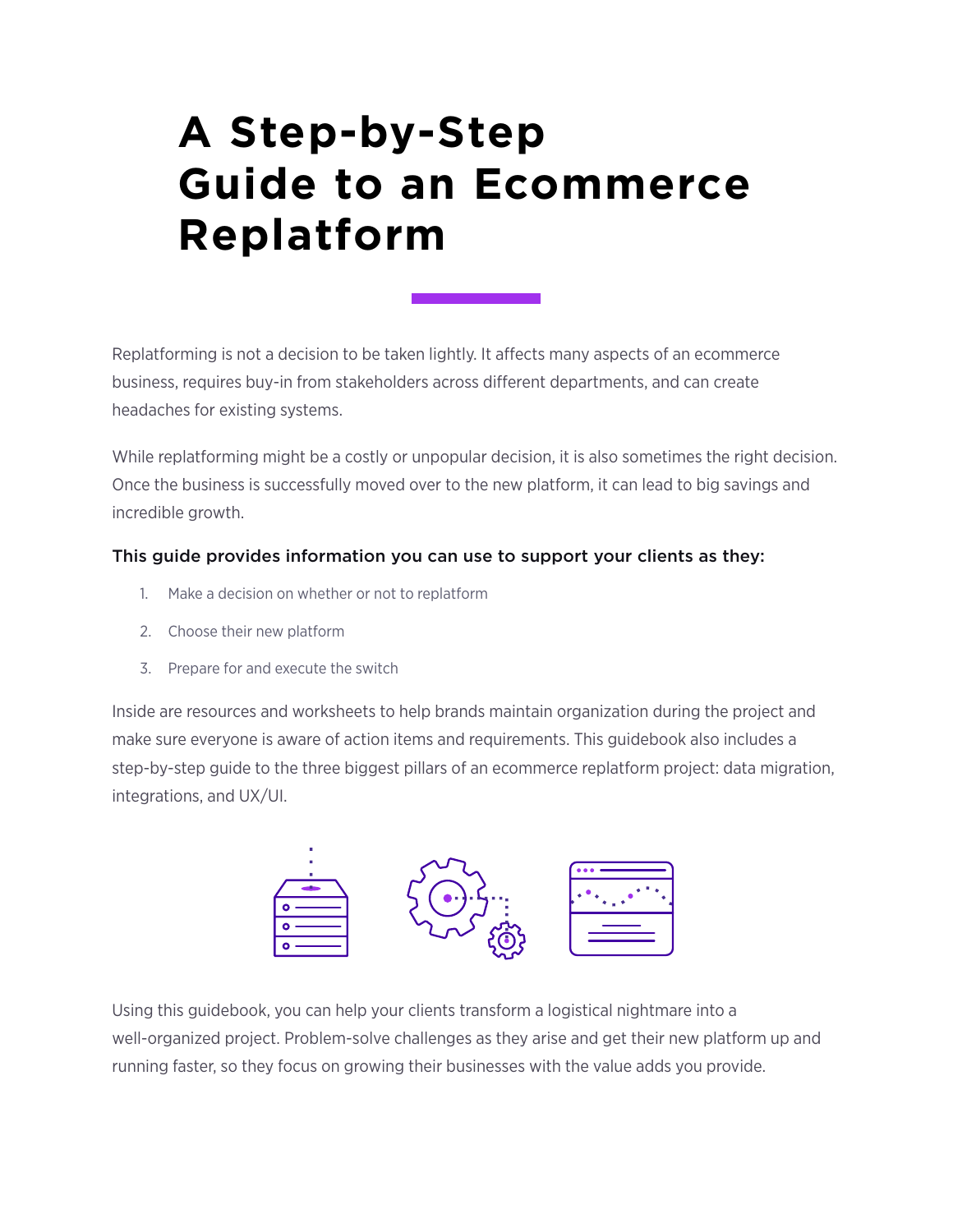# A Step-by-Step Guide to an Ecommerce Replatform

Replatforming is not a decision to be taken lightly. It affects many aspects of an ecommerce business, requires buy-in from stakeholders across different departments, and can create headaches for existing systems.

While replatforming might be a costly or unpopular decision, it is also sometimes the right decision. Once the business is successfully moved over to the new platform, it can lead to big savings and incredible growth.

**This guide provides information you can use to support your clients as they:**

1. Make a decision on whether or not to replatform
2. Choose their new platform
3. Prepare for and execute the switch

Inside are resources and worksheets to help brands maintain organization during the project and make sure everyone is aware of action items and requirements. This guidebook also includes a step-by-step guide to the three biggest pillars of an ecommerce replatform project: data migration, integrations, and UX/UI.

Using this guidebook, you can help your clients transform a logistical nightmare into a well-organized project. Problem-solve challenges as they arise and get their new platform up and running faster, so they focus on growing their businesses with the value adds you provide.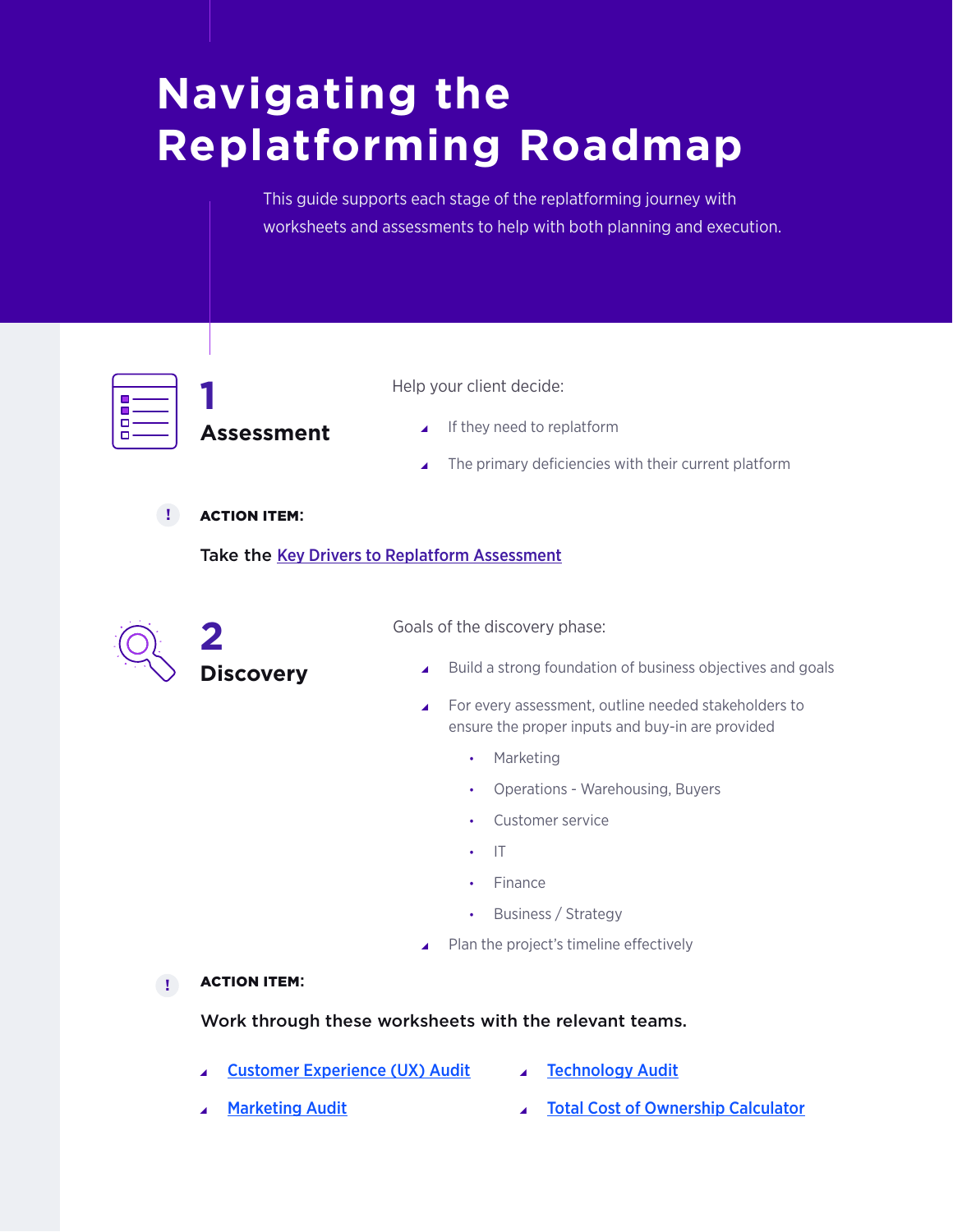# Navigating the Replatforming Roadmap

This guide supports each stage of the replatforming journey with worksheets and assessments to help with both planning and execution.

## 1 Assessment

Help your client decide:

- If they need to replatform
- The primary deficiencies with their current platform

**ACTION ITEM:**

Take the [Key Drivers to Replatform Assessment]()

## 2 Discovery

Goals of the discovery phase:

- Build a strong foundation of business objectives and goals
- For every assessment, outline needed stakeholders to ensure the proper inputs and buy-in are provided
  - Marketing
  - Operations - Warehousing, Buyers
  - Customer service
  - IT
  - Finance
  - Business / Strategy
- Plan the project's timeline effectively

**ACTION ITEM:**

Work through these worksheets with the relevant teams.

- [Customer Experience (UX) Audit]()
- [Marketing Audit]()
- [Technology Audit]()
- [Total Cost of Ownership Calculator]()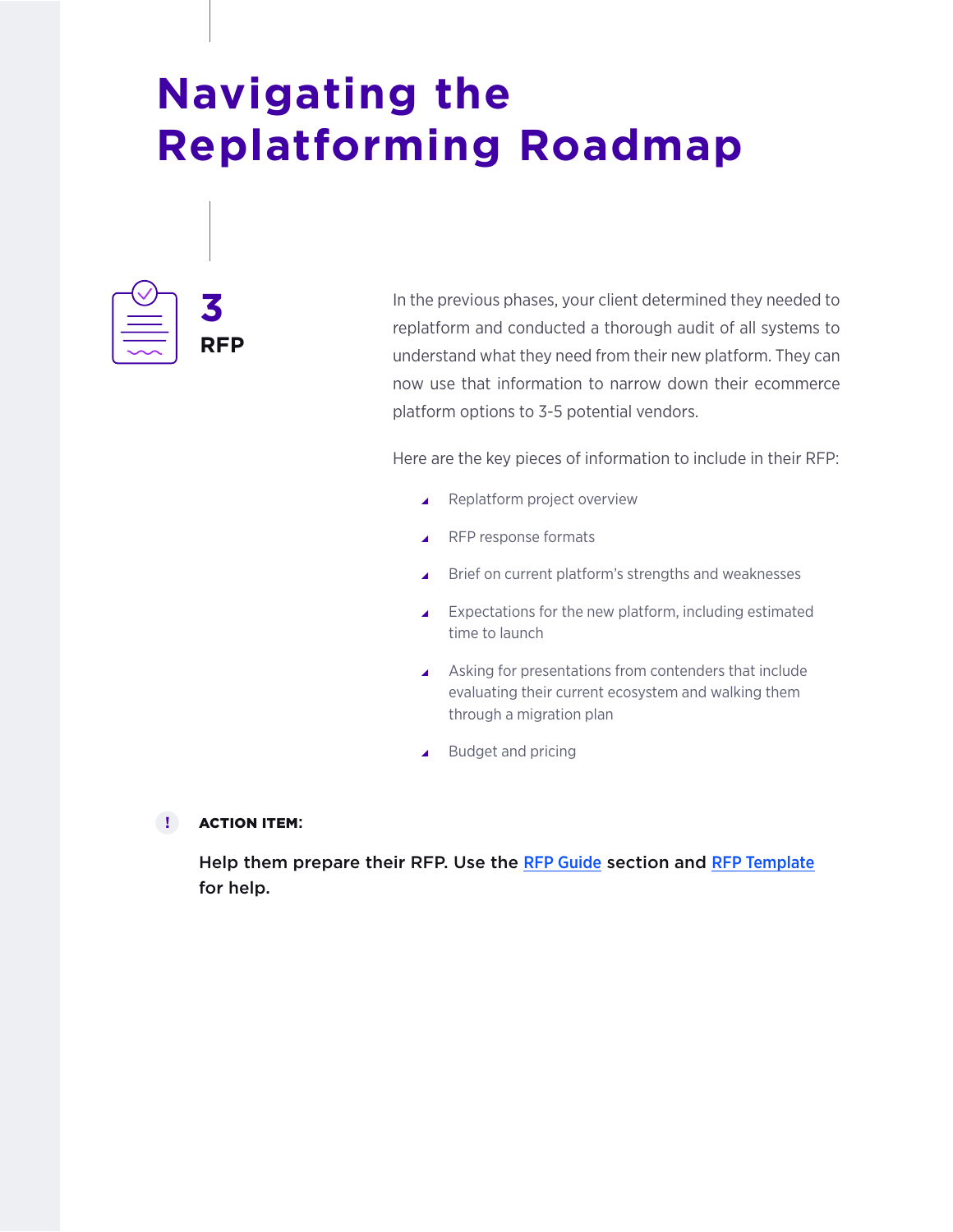# Navigating the Replatforming Roadmap

## 3 RFP

In the previous phases, your client determined they needed to replatform and conducted a thorough audit of all systems to understand what they need from their new platform. They can now use that information to narrow down their ecommerce platform options to 3-5 potential vendors.

Here are the key pieces of information to include in their RFP:

- Replatform project overview
- RFP response formats
- Brief on current platform's strengths and weaknesses
- Expectations for the new platform, including estimated time to launch
- Asking for presentations from contenders that include evaluating their current ecosystem and walking them through a migration plan
- Budget and pricing

**ACTION ITEM:**

**Help them prepare their RFP. Use the RFP Guide section and RFP Template for help.**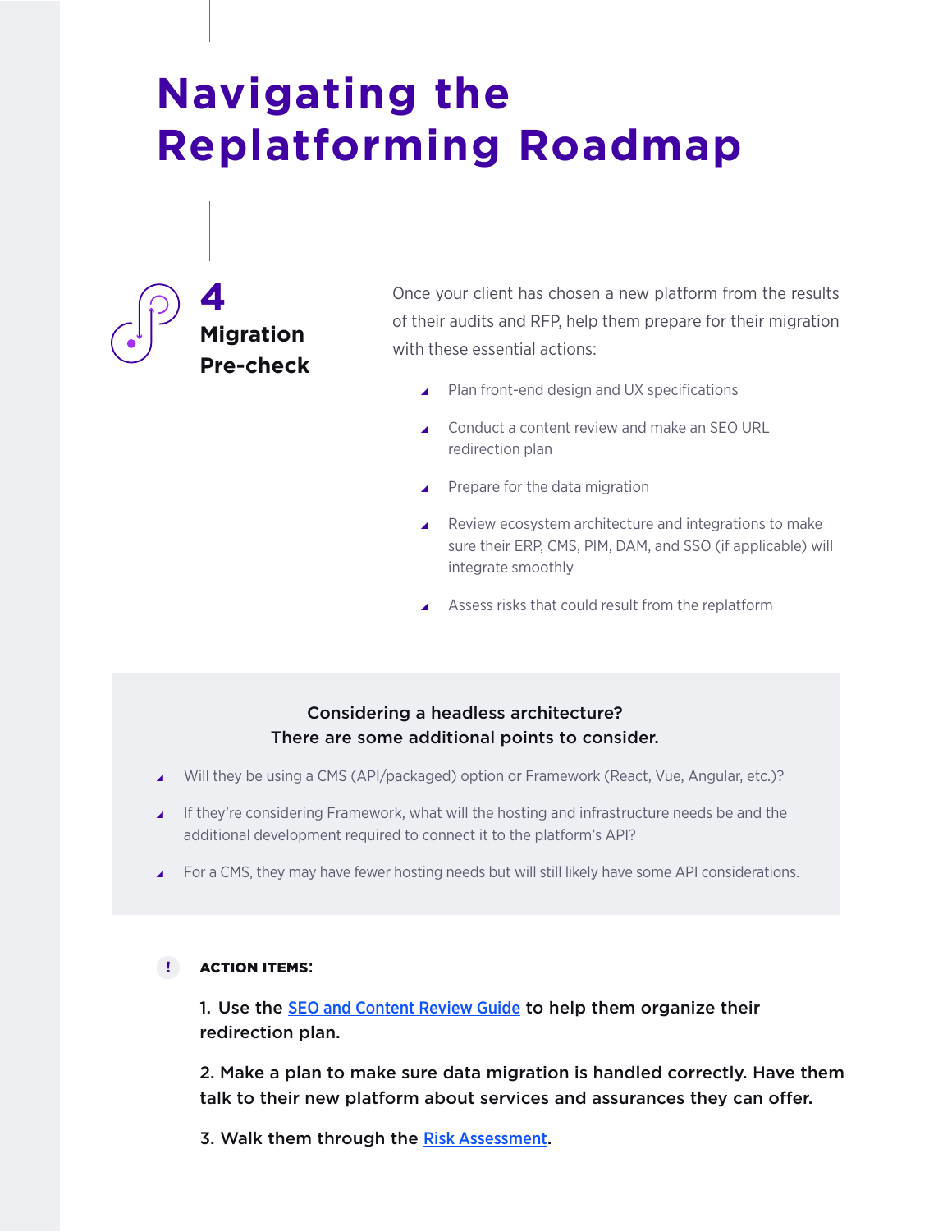# Navigating the Replatforming Roadmap

## 4 Migration Pre-check

Once your client has chosen a new platform from the results of their audits and RFP, help them prepare for their migration with these essential actions:

- Plan front-end design and UX specifications
- Conduct a content review and make an SEO URL redirection plan
- Prepare for the data migration
- Review ecosystem architecture and integrations to make sure their ERP, CMS, PIM, DAM, and SSO (if applicable) will integrate smoothly
- Assess risks that could result from the replatform

**Considering a headless architecture?**
**There are some additional points to consider.**

- Will they be using a CMS (API/packaged) option or Framework (React, Vue, Angular, etc.)?
- If they're considering Framework, what will the hosting and infrastructure needs be and the additional development required to connect it to the platform's API?
- For a CMS, they may have fewer hosting needs but will still likely have some API considerations.

**ACTION ITEMS:**

**1. Use the SEO and Content Review Guide to help them organize their redirection plan.**

**2. Make a plan to make sure data migration is handled correctly. Have them talk to their new platform about services and assurances they can offer.**

**3. Walk them through the Risk Assessment.**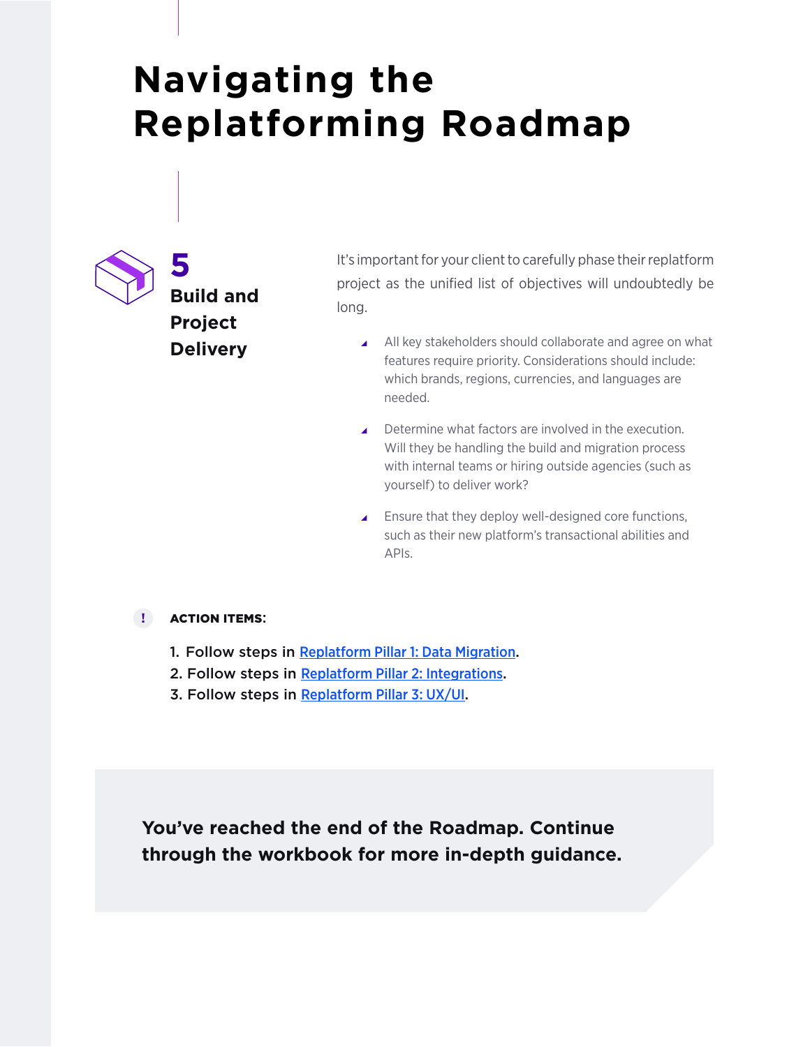# Navigating the Replatforming Roadmap

## 5 Build and Project Delivery

It's important for your client to carefully phase their replatform project as the unified list of objectives will undoubtedly be long.

- All key stakeholders should collaborate and agree on what features require priority. Considerations should include: which brands, regions, currencies, and languages are needed.
- Determine what factors are involved in the execution. Will they be handling the build and migration process with internal teams or hiring outside agencies (such as yourself) to deliver work?
- Ensure that they deploy well-designed core functions, such as their new platform's transactional abilities and APIs.

**ACTION ITEMS:**

1. Follow steps in Replatform Pillar 1: Data Migration.
2. Follow steps in Replatform Pillar 2: Integrations.
3. Follow steps in Replatform Pillar 3: UX/UI.

**You've reached the end of the Roadmap. Continue through the workbook for more in-depth guidance.**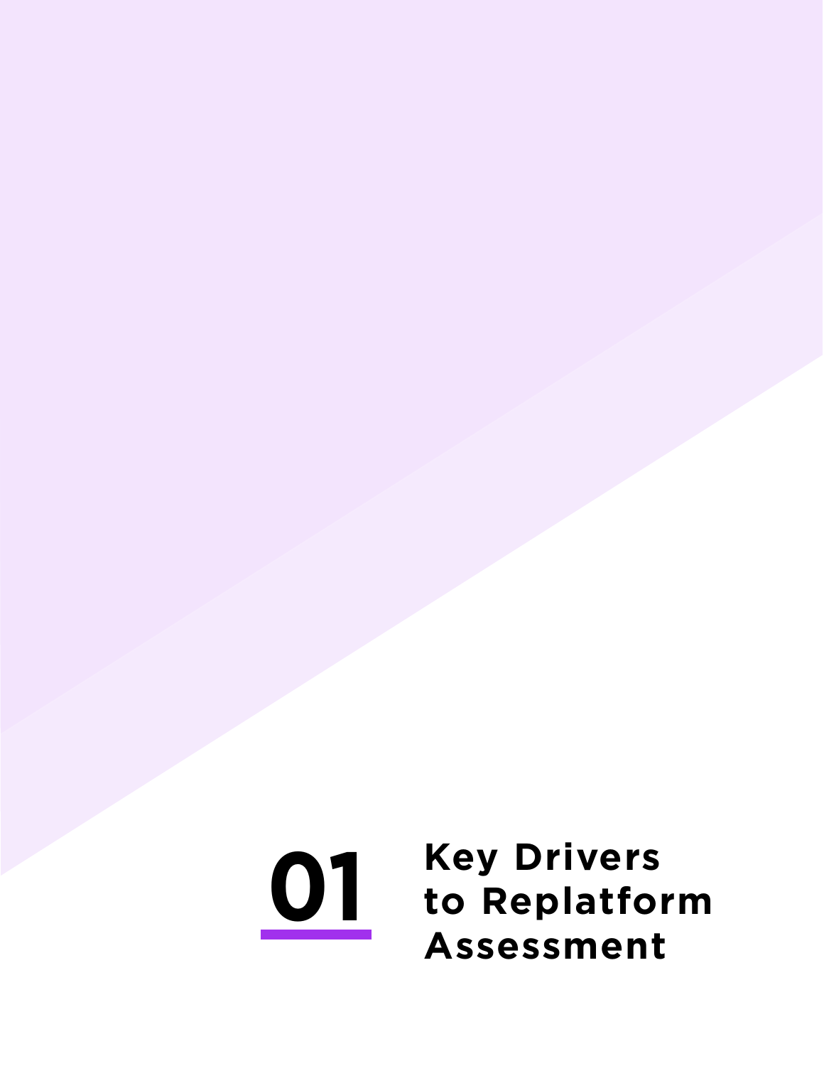# 01 Key Drivers to Replatform Assessment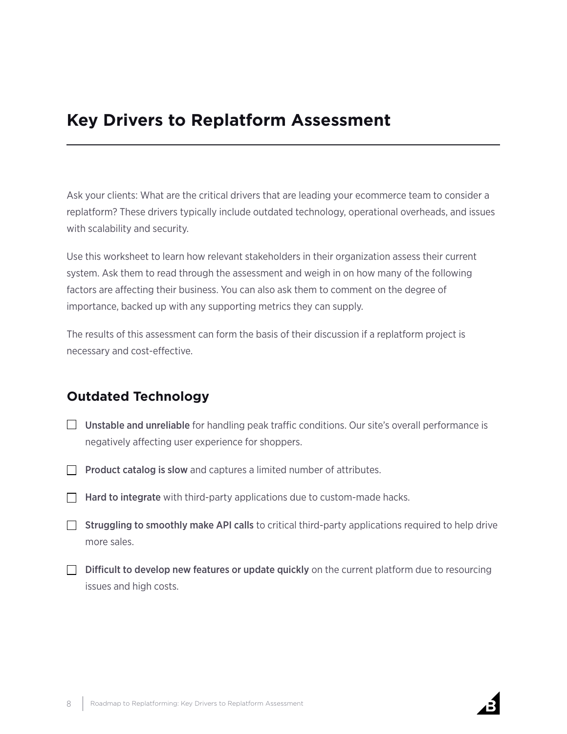# Key Drivers to Replatform Assessment

Ask your clients: What are the critical drivers that are leading your ecommerce team to consider a replatform? These drivers typically include outdated technology, operational overheads, and issues with scalability and security.

Use this worksheet to learn how relevant stakeholders in their organization assess their current system. Ask them to read through the assessment and weigh in on how many of the following factors are affecting their business. You can also ask them to comment on the degree of importance, backed up with any supporting metrics they can supply.

The results of this assessment can form the basis of their discussion if a replatform project is necessary and cost-effective.

## Outdated Technology

- [ ] Unstable and unreliable for handling peak traffic conditions. Our site's overall performance is negatively affecting user experience for shoppers.
- [ ] Product catalog is slow and captures a limited number of attributes.
- [ ] Hard to integrate with third-party applications due to custom-made hacks.
- [ ] Struggling to smoothly make API calls to critical third-party applications required to help drive more sales.
- [ ] Difficult to develop new features or update quickly on the current platform due to resourcing issues and high costs.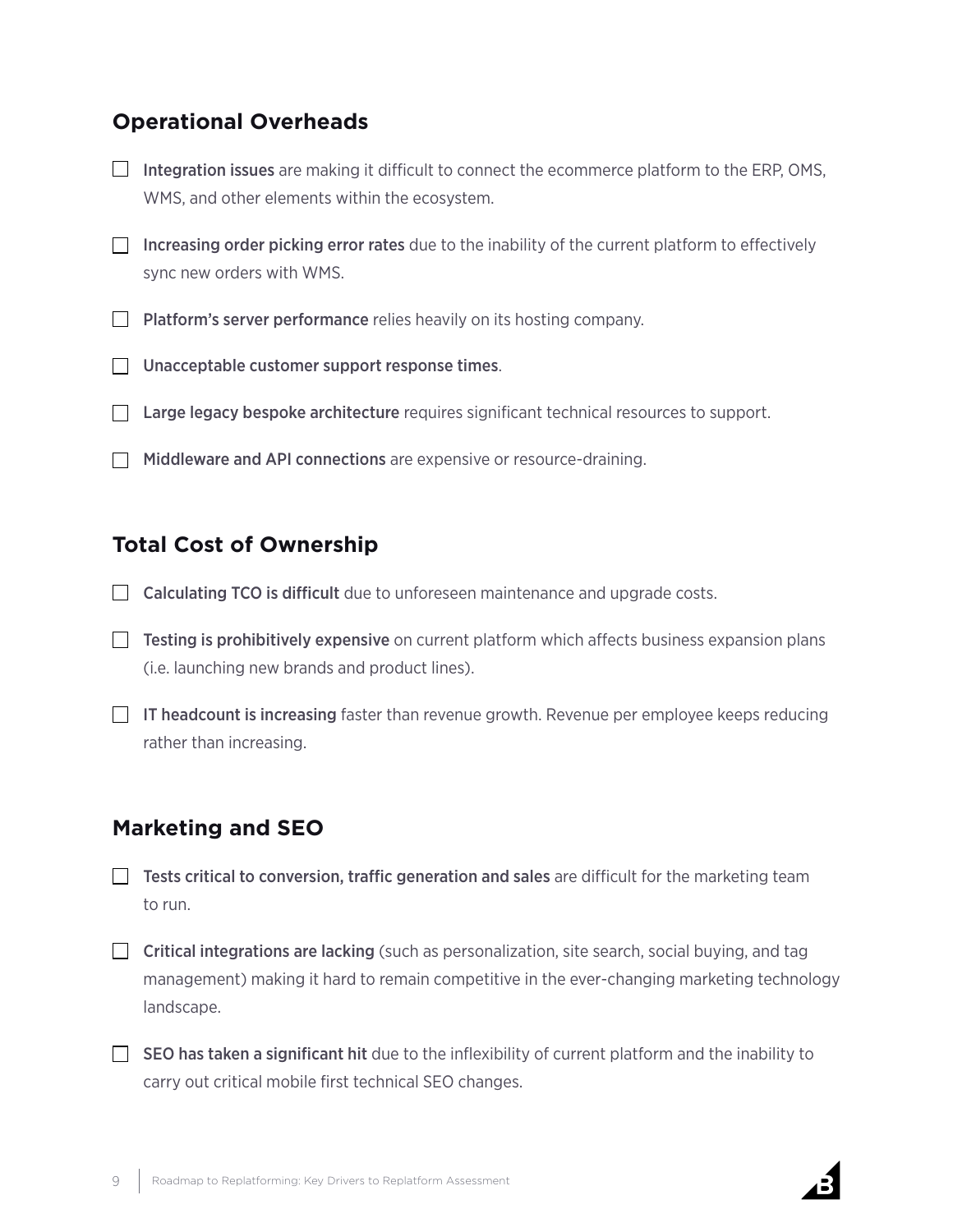## Operational Overheads

- [ ] Integration issues are making it difficult to connect the ecommerce platform to the ERP, OMS, WMS, and other elements within the ecosystem.
- [ ] Increasing order picking error rates due to the inability of the current platform to effectively sync new orders with WMS.
- [ ] Platform's server performance relies heavily on its hosting company.
- [ ] Unacceptable customer support response times.
- [ ] Large legacy bespoke architecture requires significant technical resources to support.
- [ ] Middleware and API connections are expensive or resource-draining.

## Total Cost of Ownership

- [ ] Calculating TCO is difficult due to unforeseen maintenance and upgrade costs.
- [ ] Testing is prohibitively expensive on current platform which affects business expansion plans (i.e. launching new brands and product lines).
- [ ] IT headcount is increasing faster than revenue growth. Revenue per employee keeps reducing rather than increasing.

## Marketing and SEO

- [ ] Tests critical to conversion, traffic generation and sales are difficult for the marketing team to run.
- [ ] Critical integrations are lacking (such as personalization, site search, social buying, and tag management) making it hard to remain competitive in the ever-changing marketing technology landscape.
- [ ] SEO has taken a significant hit due to the inflexibility of current platform and the inability to carry out critical mobile first technical SEO changes.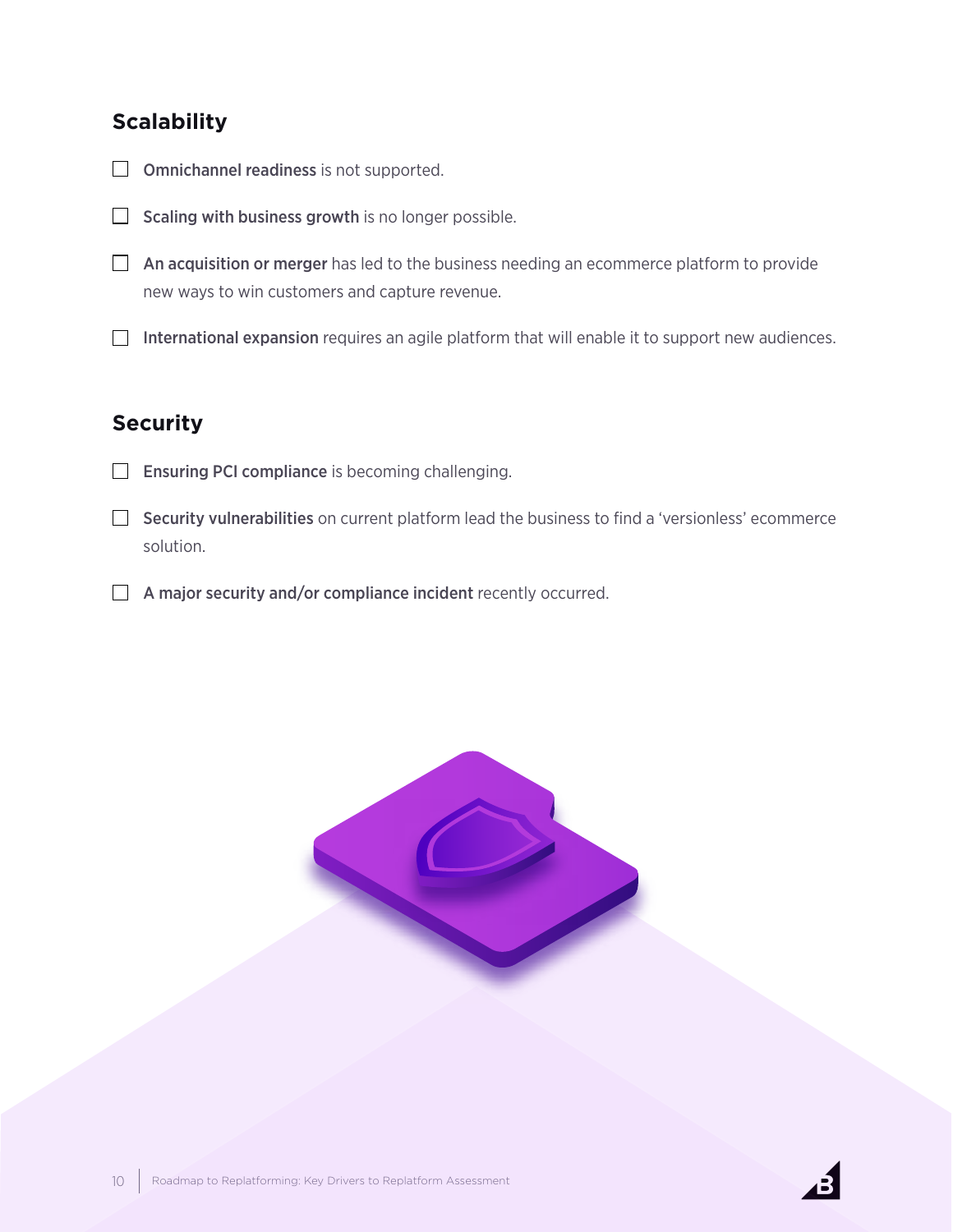## Scalability

- [ ] **Omnichannel readiness** is not supported.
- [ ] **Scaling with business growth** is no longer possible.
- [ ] **An acquisition or merger** has led to the business needing an ecommerce platform to provide new ways to win customers and capture revenue.
- [ ] **International expansion** requires an agile platform that will enable it to support new audiences.

## Security

- [ ] **Ensuring PCI compliance** is becoming challenging.
- [ ] **Security vulnerabilities** on current platform lead the business to find a 'versionless' ecommerce solution.
- [ ] **A major security and/or compliance incident** recently occurred.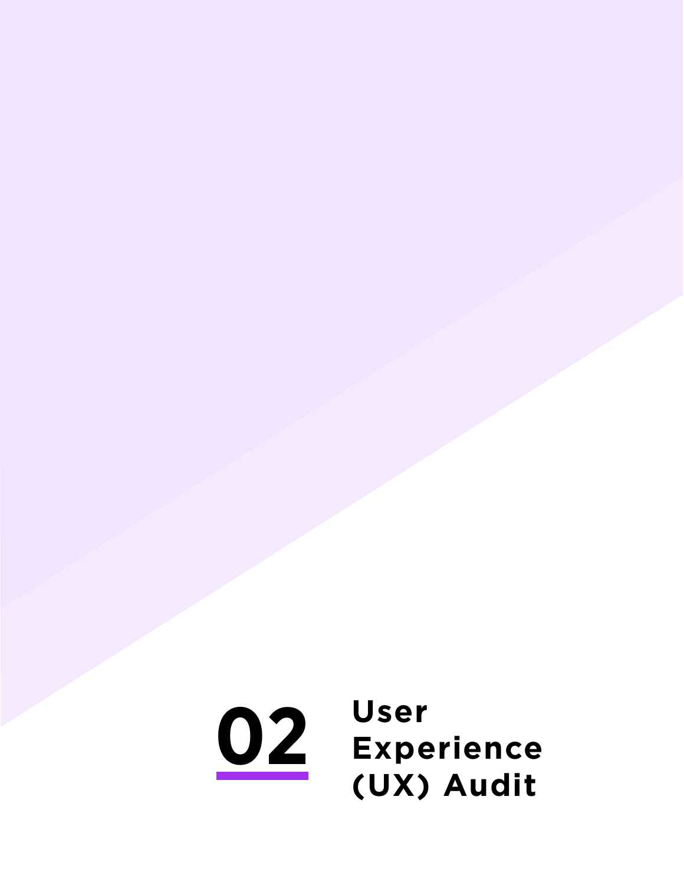# 02 User Experience (UX) Audit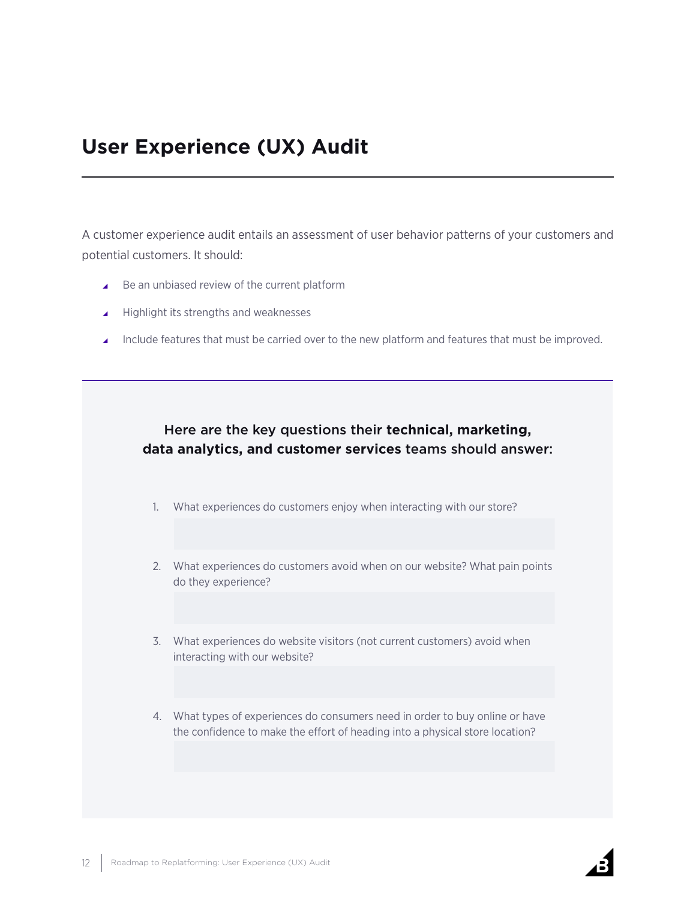# User Experience (UX) Audit

A customer experience audit entails an assessment of user behavior patterns of your customers and potential customers. It should:

- Be an unbiased review of the current platform
- Highlight its strengths and weaknesses
- Include features that must be carried over to the new platform and features that must be improved.

Here are the key questions their **technical, marketing, data analytics, and customer services** teams should answer:

1. What experiences do customers enjoy when interacting with our store?
2. What experiences do customers avoid when on our website? What pain points do they experience?
3. What experiences do website visitors (not current customers) avoid when interacting with our website?
4. What types of experiences do consumers need in order to buy online or have the confidence to make the effort of heading into a physical store location?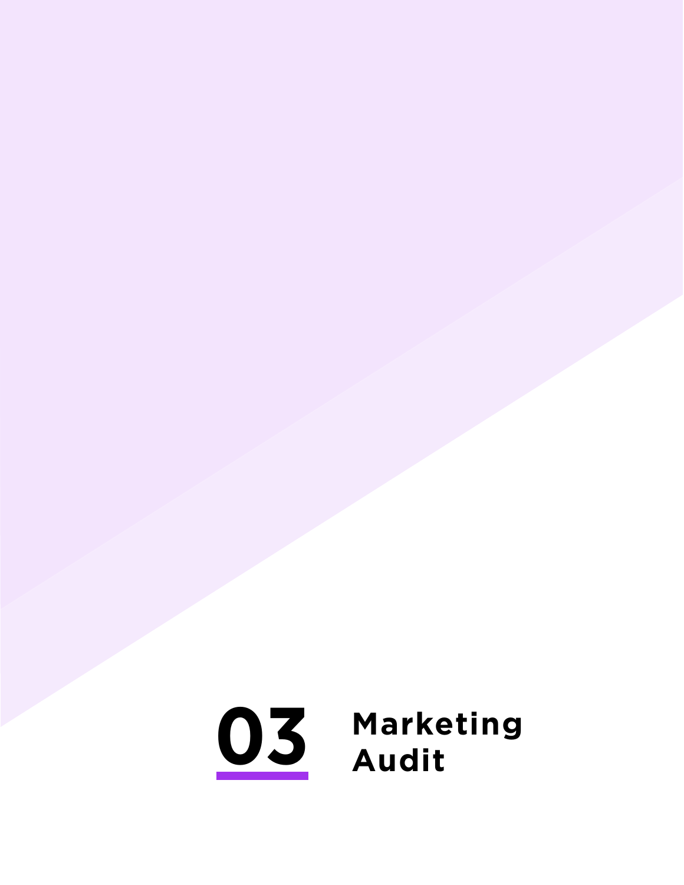# 03 Marketing Audit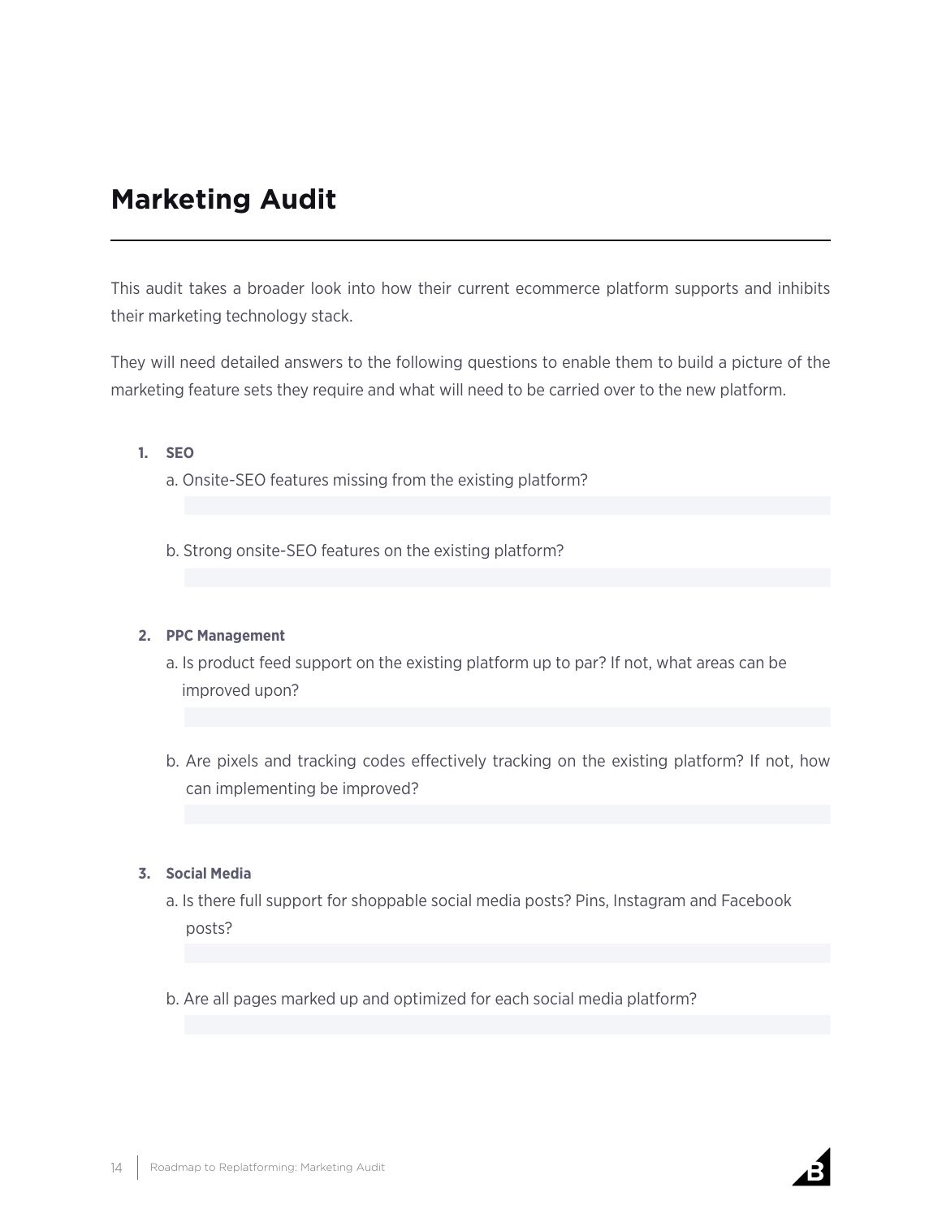# Marketing Audit

This audit takes a broader look into how their current ecommerce platform supports and inhibits their marketing technology stack.

They will need detailed answers to the following questions to enable them to build a picture of the marketing feature sets they require and what will need to be carried over to the new platform.

1. **SEO**

   a. Onsite-SEO features missing from the existing platform?

   b. Strong onsite-SEO features on the existing platform?

2. **PPC Management**

   a. Is product feed support on the existing platform up to par? If not, what areas can be improved upon?

   b. Are pixels and tracking codes effectively tracking on the existing platform? If not, how can implementing be improved?

3. **Social Media**

   a. Is there full support for shoppable social media posts? Pins, Instagram and Facebook posts?

   b. Are all pages marked up and optimized for each social media platform?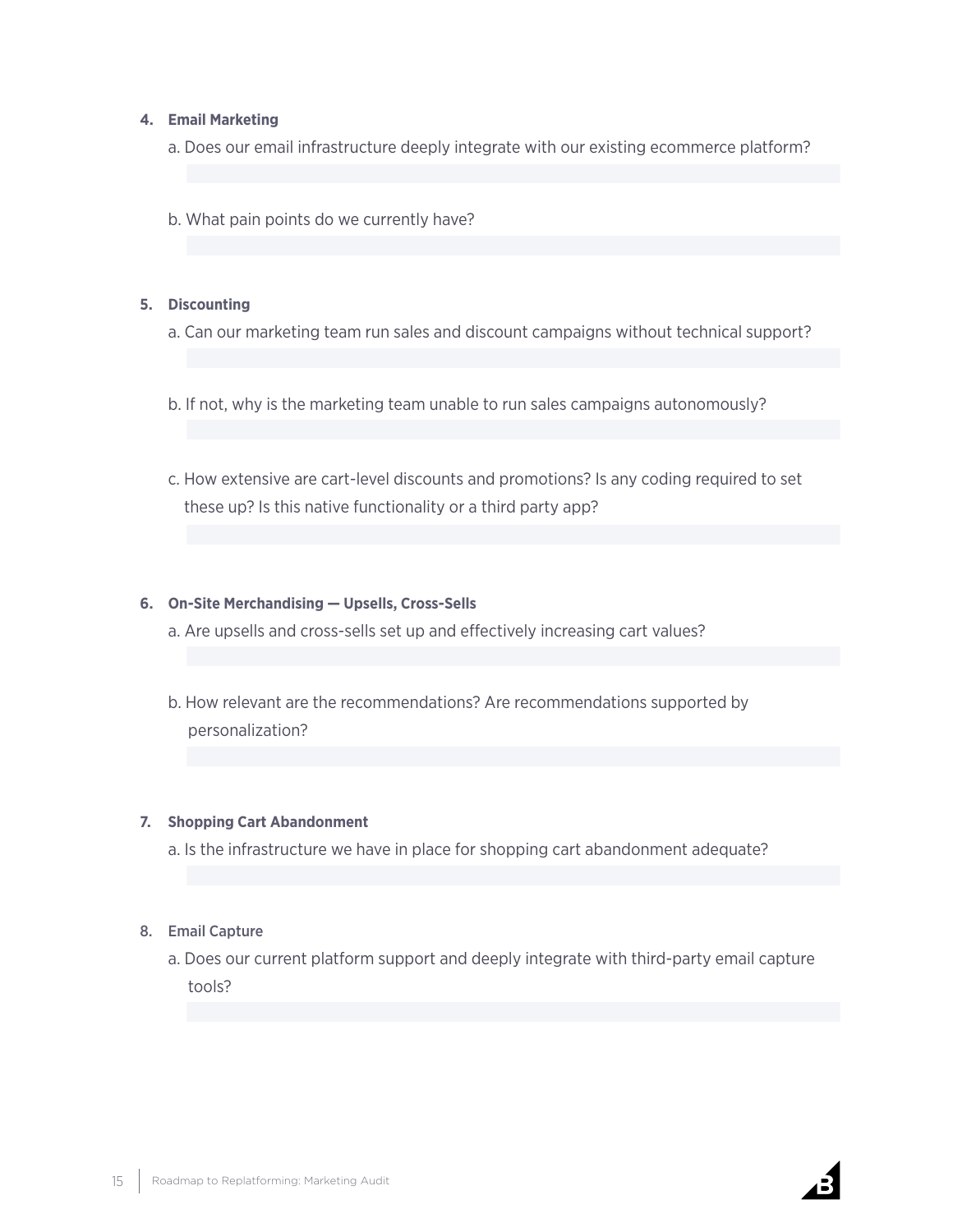**4. Email Marketing**

a. Does our email infrastructure deeply integrate with our existing ecommerce platform?

b. What pain points do we currently have?

**5. Discounting**

a. Can our marketing team run sales and discount campaigns without technical support?

b. If not, why is the marketing team unable to run sales campaigns autonomously?

c. How extensive are cart-level discounts and promotions? Is any coding required to set these up? Is this native functionality or a third party app?

**6. On-Site Merchandising — Upsells, Cross-Sells**

a. Are upsells and cross-sells set up and effectively increasing cart values?

b. How relevant are the recommendations? Are recommendations supported by personalization?

**7. Shopping Cart Abandonment**

a. Is the infrastructure we have in place for shopping cart abandonment adequate?

**8. Email Capture**

a. Does our current platform support and deeply integrate with third-party email capture tools?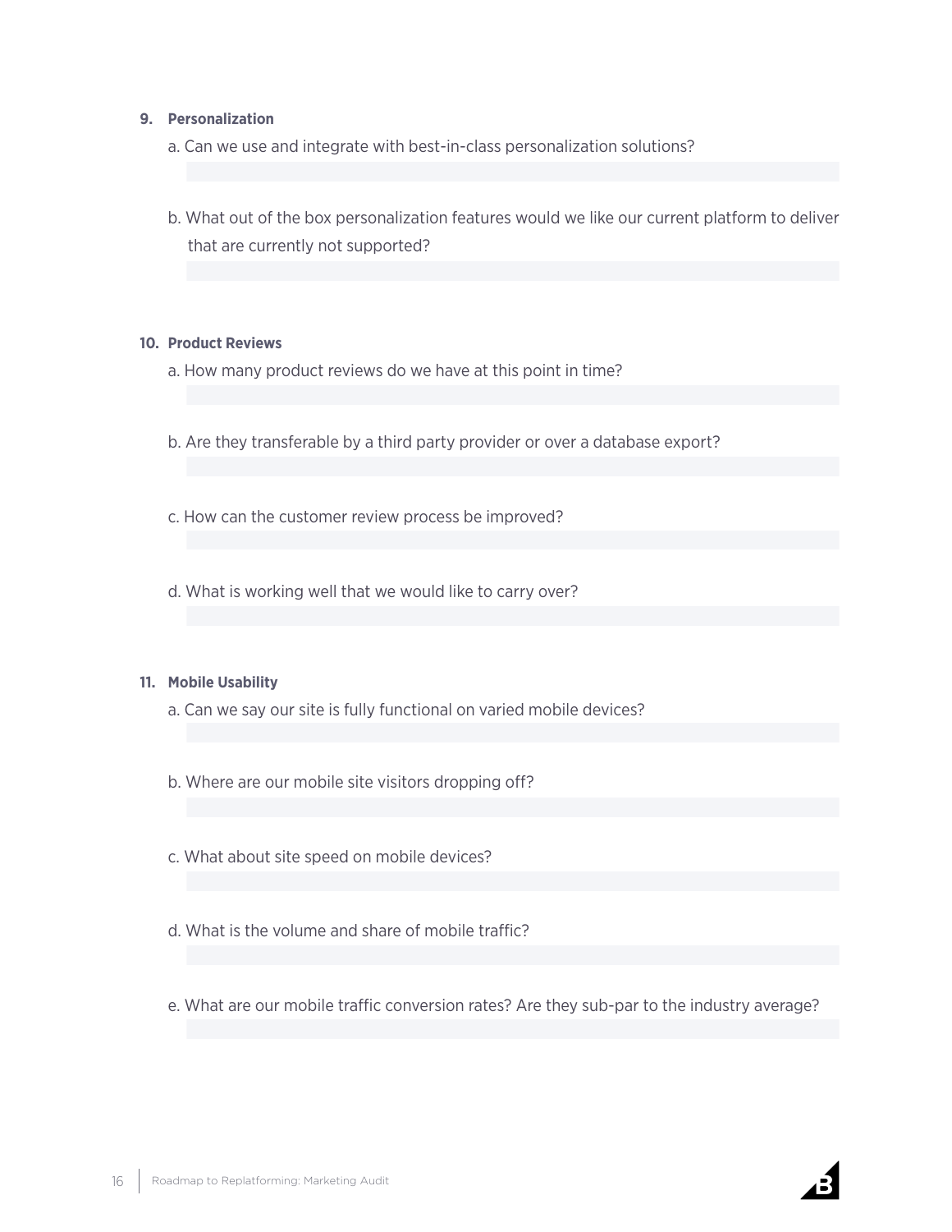**9. Personalization**

a. Can we use and integrate with best-in-class personalization solutions?

b. What out of the box personalization features would we like our current platform to deliver that are currently not supported?

**10. Product Reviews**

a. How many product reviews do we have at this point in time?

b. Are they transferable by a third party provider or over a database export?

c. How can the customer review process be improved?

d. What is working well that we would like to carry over?

**11. Mobile Usability**

a. Can we say our site is fully functional on varied mobile devices?

b. Where are our mobile site visitors dropping off?

c. What about site speed on mobile devices?

d. What is the volume and share of mobile traffic?

e. What are our mobile traffic conversion rates? Are they sub-par to the industry average?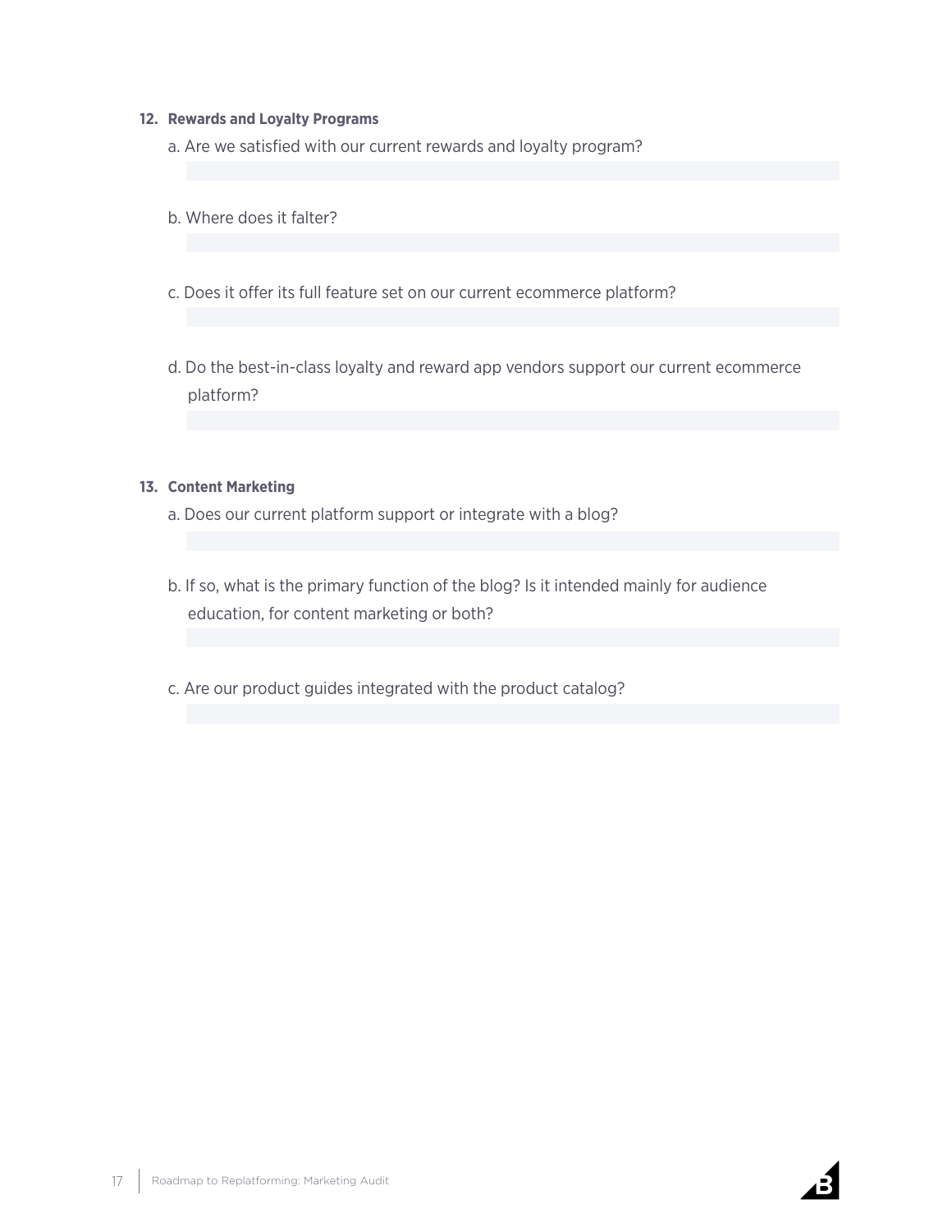**12. Rewards and Loyalty Programs**

a. Are we satisfied with our current rewards and loyalty program?

b. Where does it falter?

c. Does it offer its full feature set on our current ecommerce platform?

d. Do the best-in-class loyalty and reward app vendors support our current ecommerce platform?

**13. Content Marketing**

a. Does our current platform support or integrate with a blog?

b. If so, what is the primary function of the blog? Is it intended mainly for audience education, for content marketing or both?

c. Are our product guides integrated with the product catalog?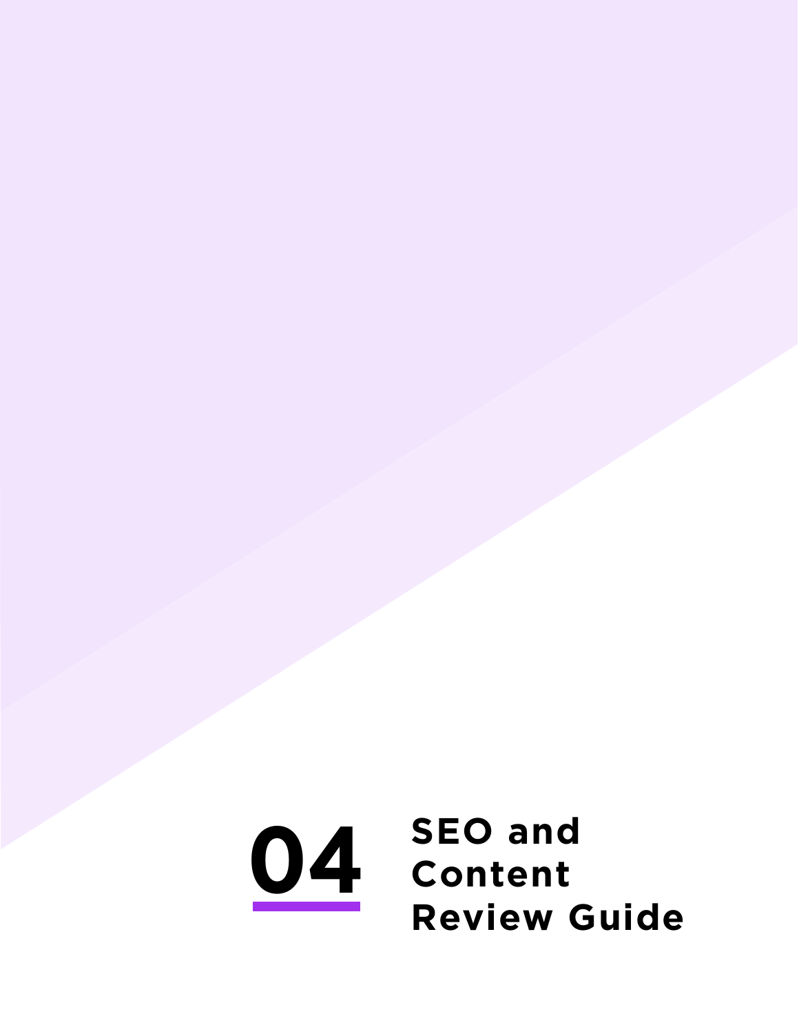# 04 SEO and Content Review Guide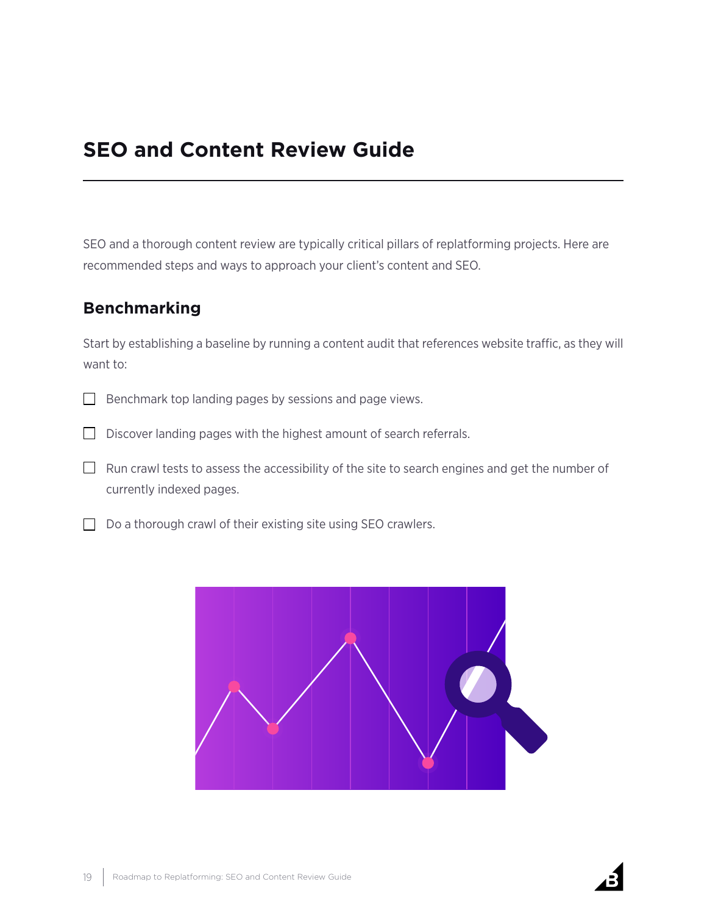# SEO and Content Review Guide

SEO and a thorough content review are typically critical pillars of replatforming projects. Here are recommended steps and ways to approach your client's content and SEO.

## Benchmarking

Start by establishing a baseline by running a content audit that references website traffic, as they will want to:

- [ ] Benchmark top landing pages by sessions and page views.
- [ ] Discover landing pages with the highest amount of search referrals.
- [ ] Run crawl tests to assess the accessibility of the site to search engines and get the number of currently indexed pages.
- [ ] Do a thorough crawl of their existing site using SEO crawlers.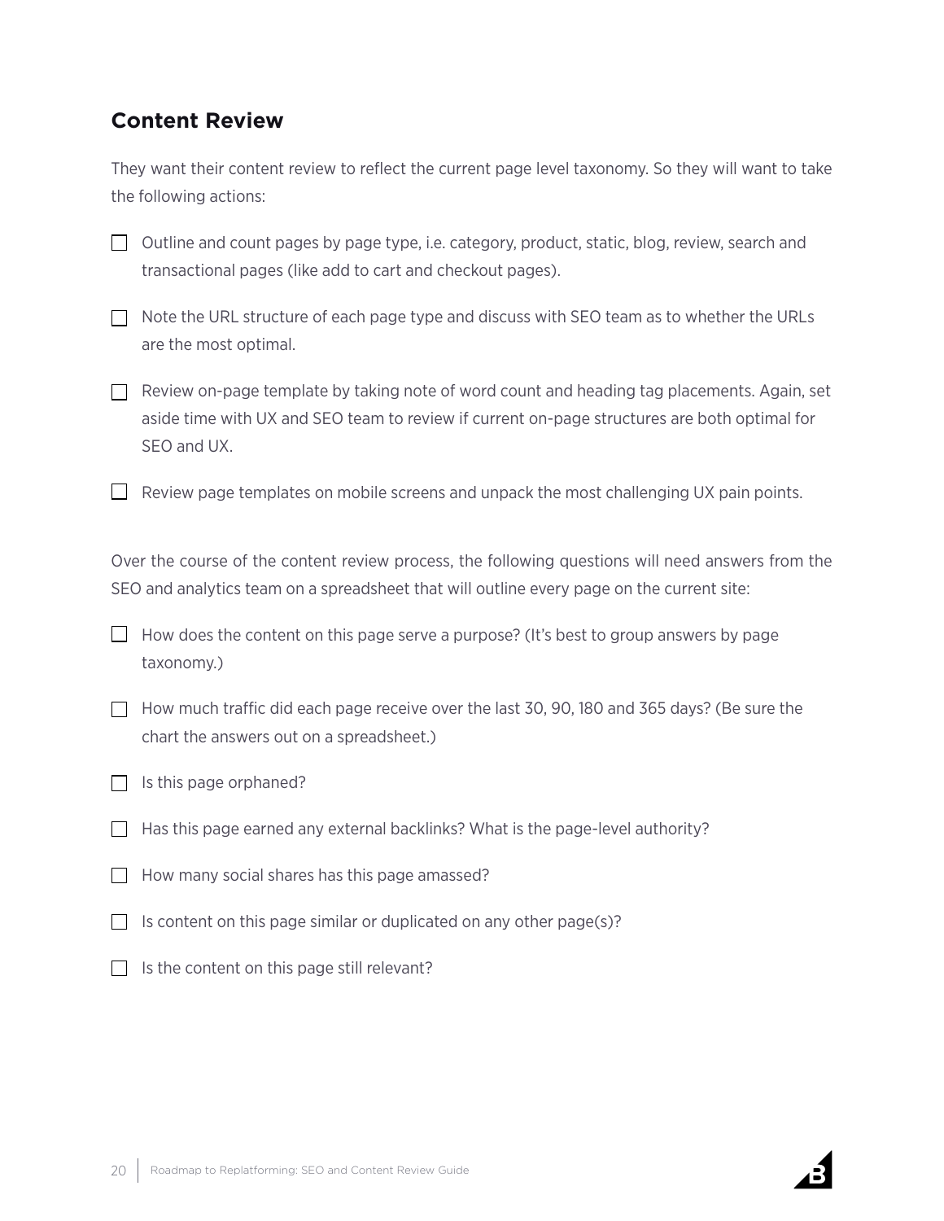## Content Review

They want their content review to reflect the current page level taxonomy. So they will want to take the following actions:

- [ ] Outline and count pages by page type, i.e. category, product, static, blog, review, search and transactional pages (like add to cart and checkout pages).
- [ ] Note the URL structure of each page type and discuss with SEO team as to whether the URLs are the most optimal.
- [ ] Review on-page template by taking note of word count and heading tag placements. Again, set aside time with UX and SEO team to review if current on-page structures are both optimal for SEO and UX.
- [ ] Review page templates on mobile screens and unpack the most challenging UX pain points.

Over the course of the content review process, the following questions will need answers from the SEO and analytics team on a spreadsheet that will outline every page on the current site:

- [ ] How does the content on this page serve a purpose? (It's best to group answers by page taxonomy.)
- [ ] How much traffic did each page receive over the last 30, 90, 180 and 365 days? (Be sure the chart the answers out on a spreadsheet.)
- [ ] Is this page orphaned?
- [ ] Has this page earned any external backlinks? What is the page-level authority?
- [ ] How many social shares has this page amassed?
- [ ] Is content on this page similar or duplicated on any other page(s)?
- [ ] Is the content on this page still relevant?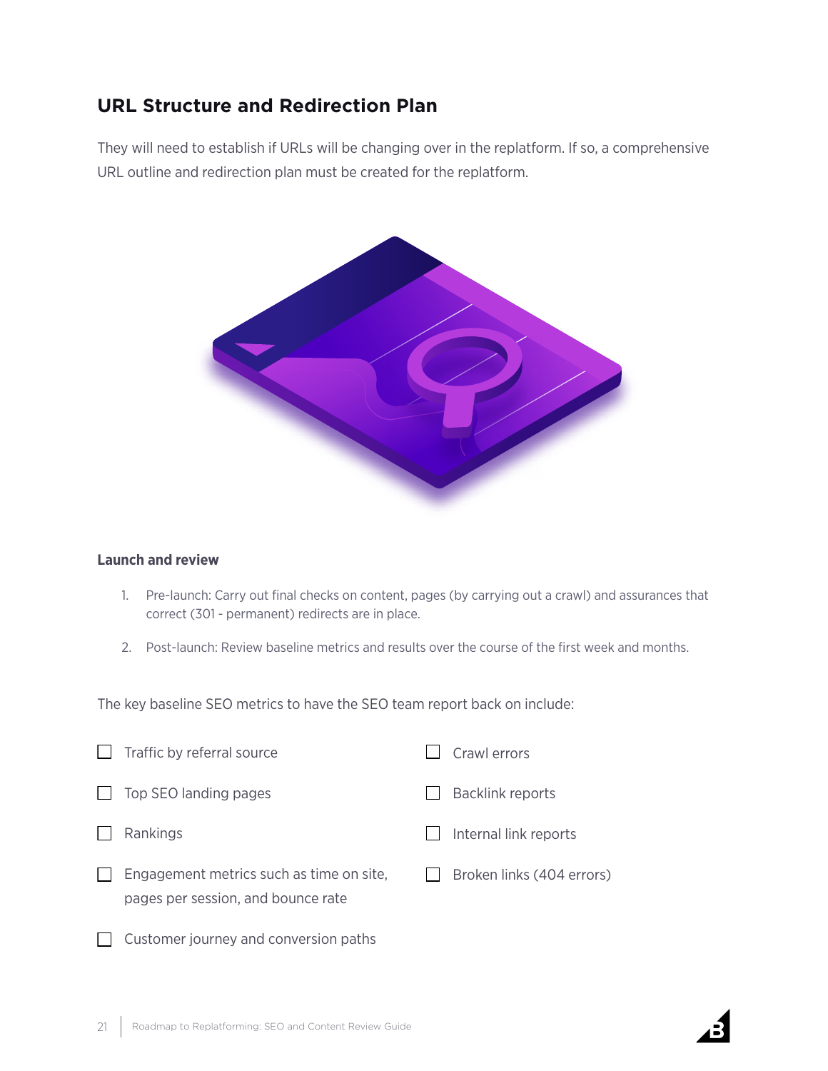## URL Structure and Redirection Plan

They will need to establish if URLs will be changing over in the replatform. If so, a comprehensive URL outline and redirection plan must be created for the replatform.

### Launch and review

1. Pre-launch: Carry out final checks on content, pages (by carrying out a crawl) and assurances that correct (301 - permanent) redirects are in place.
2. Post-launch: Review baseline metrics and results over the course of the first week and months.

The key baseline SEO metrics to have the SEO team report back on include:

- [ ] Traffic by referral source
- [ ] Top SEO landing pages
- [ ] Rankings
- [ ] Engagement metrics such as time on site, pages per session, and bounce rate
- [ ] Customer journey and conversion paths
- [ ] Crawl errors
- [ ] Backlink reports
- [ ] Internal link reports
- [ ] Broken links (404 errors)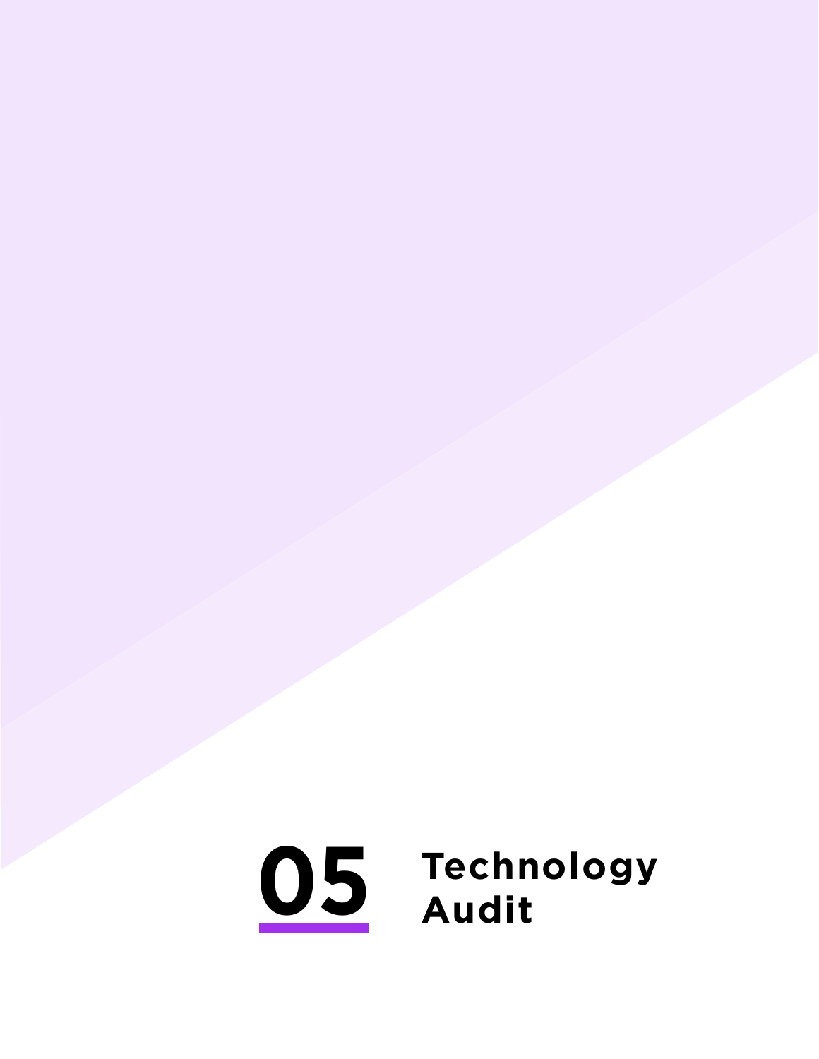# 05 Technology Audit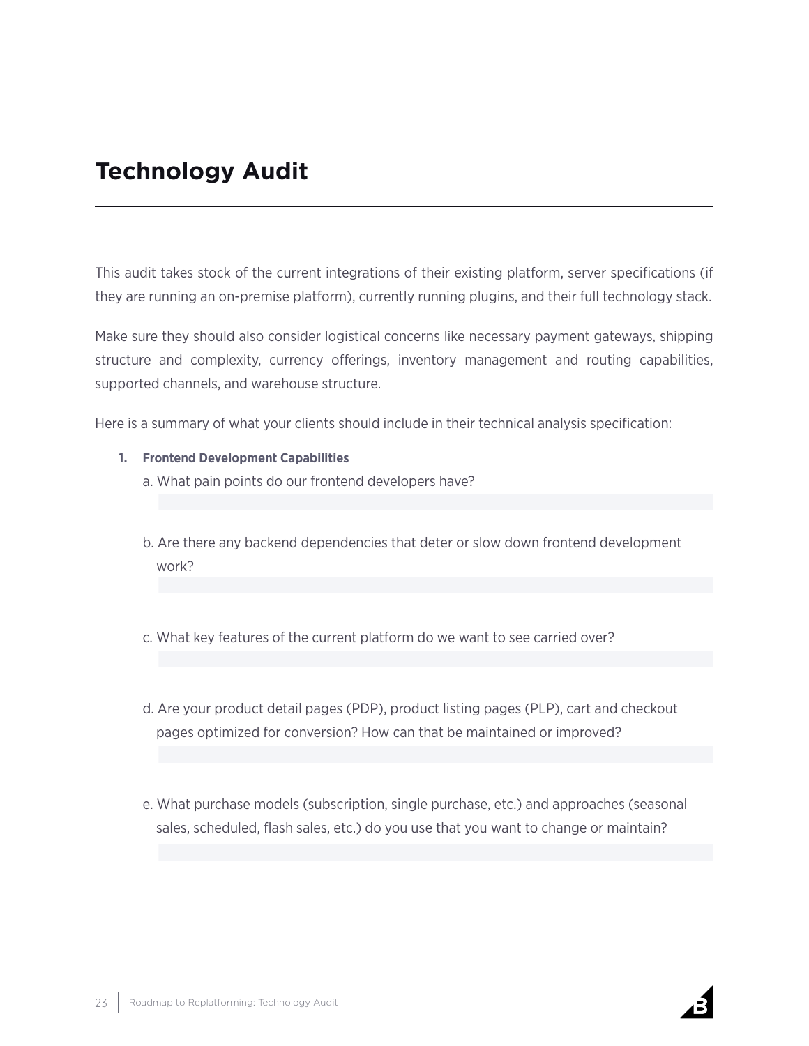# Technology Audit

This audit takes stock of the current integrations of their existing platform, server specifications (if they are running an on-premise platform), currently running plugins, and their full technology stack.

Make sure they should also consider logistical concerns like necessary payment gateways, shipping structure and complexity, currency offerings, inventory management and routing capabilities, supported channels, and warehouse structure.

Here is a summary of what your clients should include in their technical analysis specification:

1. **Frontend Development Capabilities**
   a. What pain points do our frontend developers have?

   b. Are there any backend dependencies that deter or slow down frontend development work?

   c. What key features of the current platform do we want to see carried over?

   d. Are your product detail pages (PDP), product listing pages (PLP), cart and checkout pages optimized for conversion? How can that be maintained or improved?

   e. What purchase models (subscription, single purchase, etc.) and approaches (seasonal sales, scheduled, flash sales, etc.) do you use that you want to change or maintain?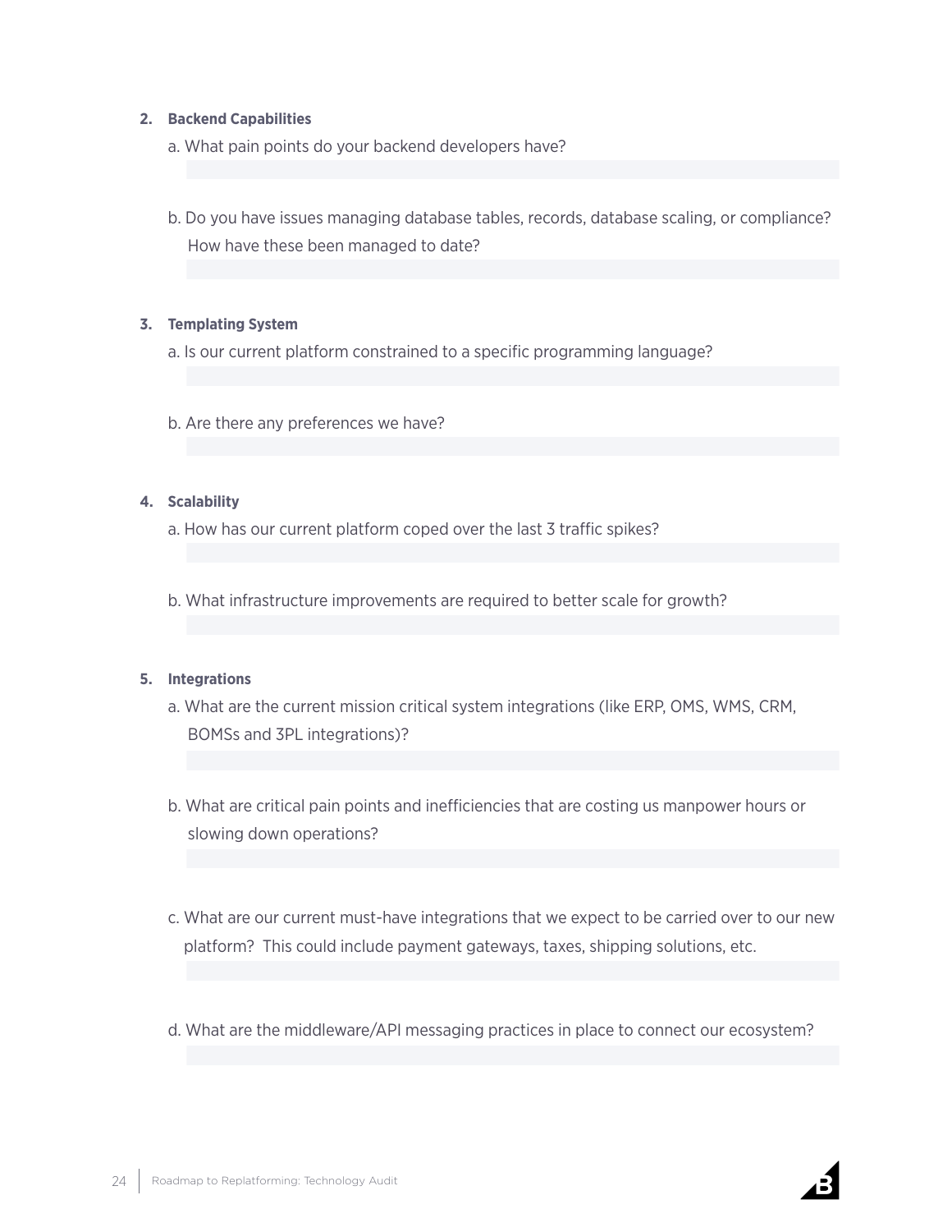**2. Backend Capabilities**

a. What pain points do your backend developers have?

b. Do you have issues managing database tables, records, database scaling, or compliance? How have these been managed to date?

**3. Templating System**

a. Is our current platform constrained to a specific programming language?

b. Are there any preferences we have?

**4. Scalability**

a. How has our current platform coped over the last 3 traffic spikes?

b. What infrastructure improvements are required to better scale for growth?

**5. Integrations**

a. What are the current mission critical system integrations (like ERP, OMS, WMS, CRM, BOMSs and 3PL integrations)?

b. What are critical pain points and inefficiencies that are costing us manpower hours or slowing down operations?

c. What are our current must-have integrations that we expect to be carried over to our new platform? This could include payment gateways, taxes, shipping solutions, etc.

d. What are the middleware/API messaging practices in place to connect our ecosystem?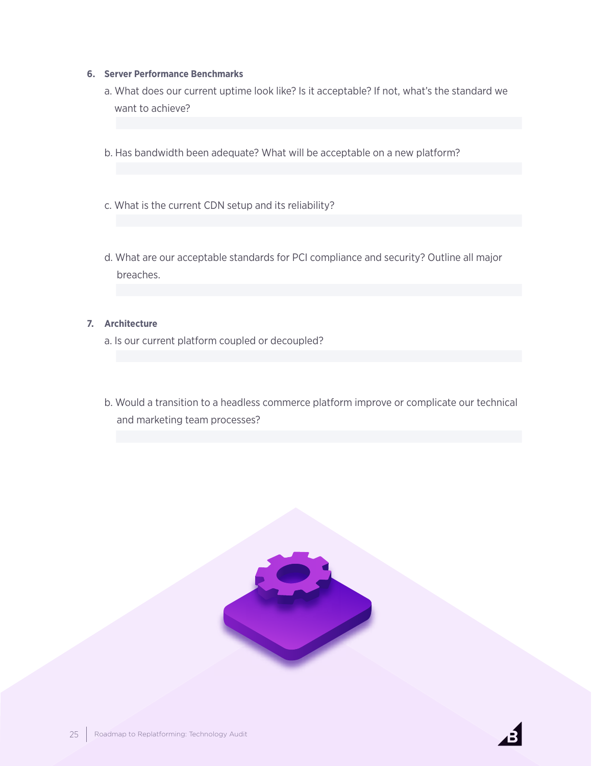6. **Server Performance Benchmarks**

   a. What does our current uptime look like? Is it acceptable? If not, what's the standard we want to achieve?

   b. Has bandwidth been adequate? What will be acceptable on a new platform?

   c. What is the current CDN setup and its reliability?

   d. What are our acceptable standards for PCI compliance and security? Outline all major breaches.

7. **Architecture**

   a. Is our current platform coupled or decoupled?

   b. Would a transition to a headless commerce platform improve or complicate our technical and marketing team processes?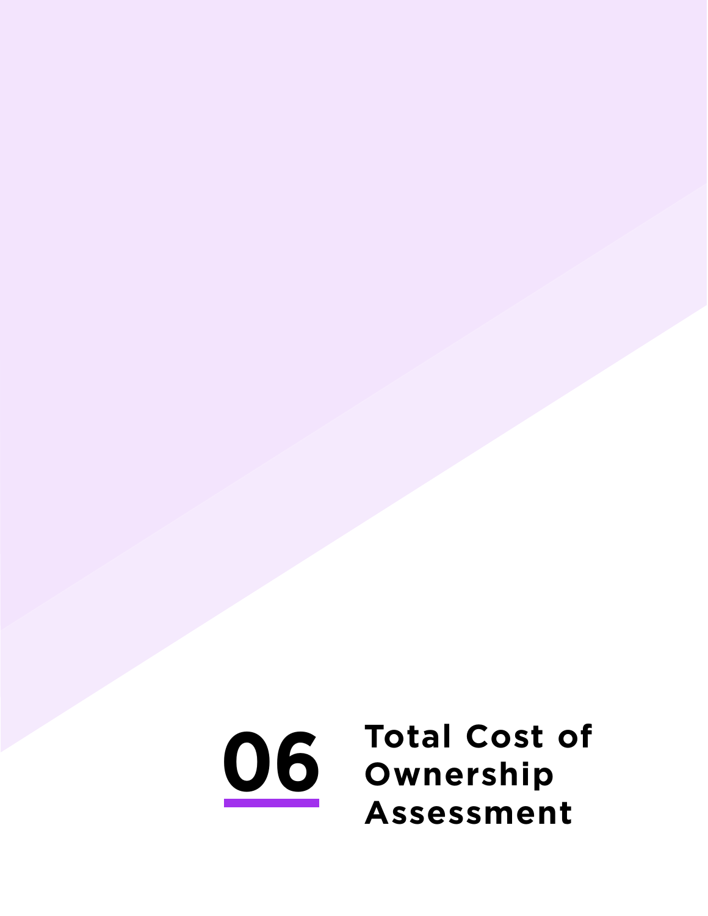# 06 Total Cost of Ownership Assessment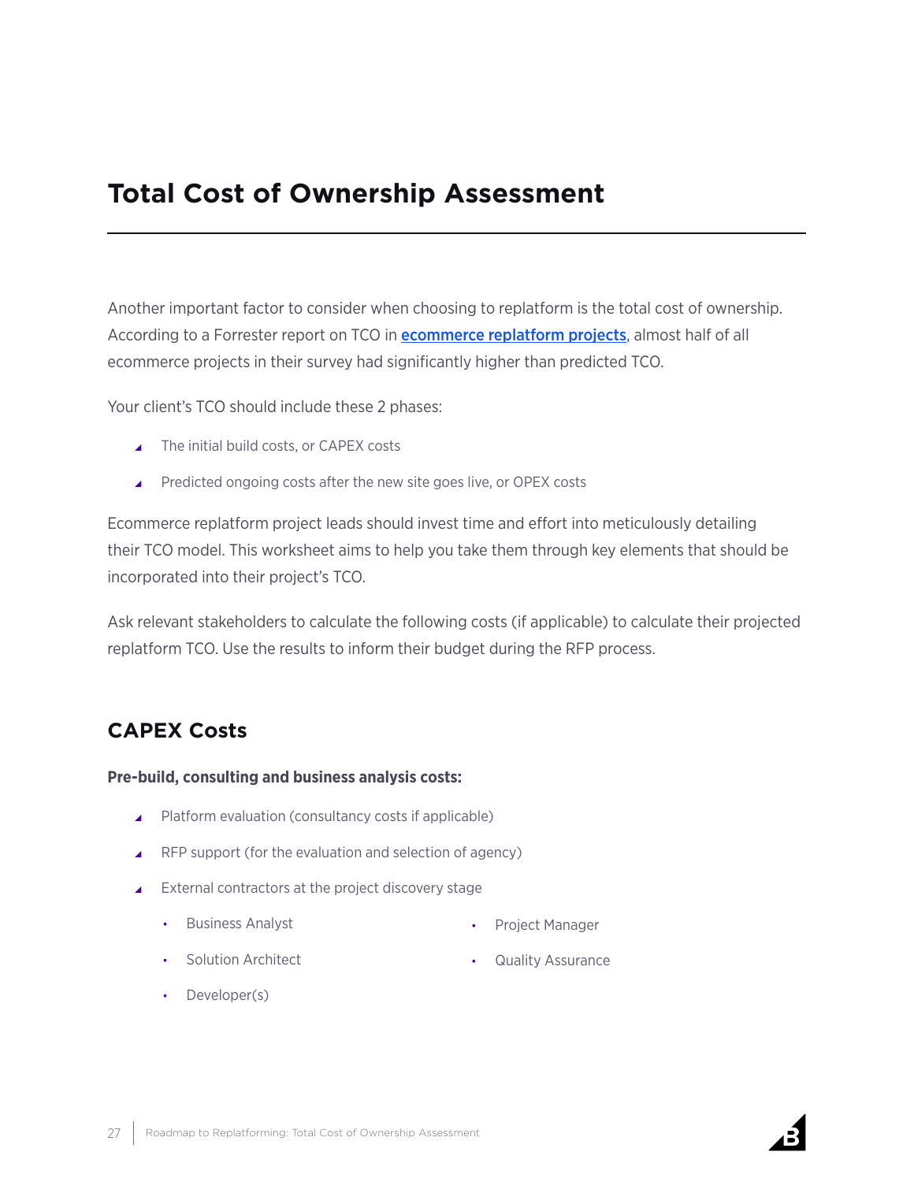# Total Cost of Ownership Assessment

Another important factor to consider when choosing to replatform is the total cost of ownership. According to a Forrester report on TCO in [ecommerce replatform projects](), almost half of all ecommerce projects in their survey had significantly higher than predicted TCO.

Your client's TCO should include these 2 phases:

- The initial build costs, or CAPEX costs
- Predicted ongoing costs after the new site goes live, or OPEX costs

Ecommerce replatform project leads should invest time and effort into meticulously detailing their TCO model. This worksheet aims to help you take them through key elements that should be incorporated into their project's TCO.

Ask relevant stakeholders to calculate the following costs (if applicable) to calculate their projected replatform TCO. Use the results to inform their budget during the RFP process.

## CAPEX Costs

**Pre-build, consulting and business analysis costs:**

- Platform evaluation (consultancy costs if applicable)
- RFP support (for the evaluation and selection of agency)
- External contractors at the project discovery stage
  - Business Analyst
  - Solution Architect
  - Developer(s)
  - Project Manager
  - Quality Assurance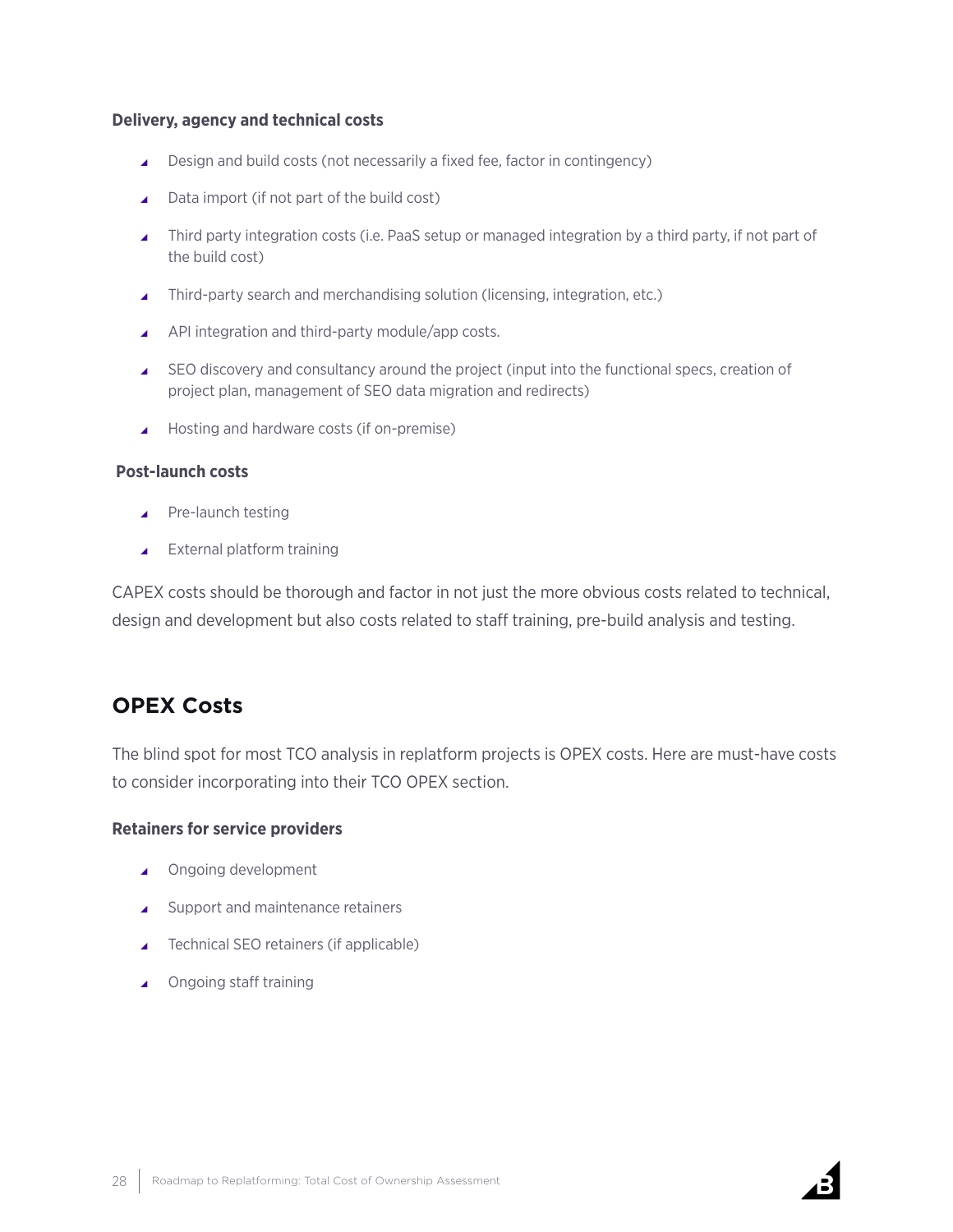#### Delivery, agency and technical costs

- Design and build costs (not necessarily a fixed fee, factor in contingency)
- Data import (if not part of the build cost)
- Third party integration costs (i.e. PaaS setup or managed integration by a third party, if not part of the build cost)
- Third-party search and merchandising solution (licensing, integration, etc.)
- API integration and third-party module/app costs.
- SEO discovery and consultancy around the project (input into the functional specs, creation of project plan, management of SEO data migration and redirects)
- Hosting and hardware costs (if on-premise)

#### Post-launch costs

- Pre-launch testing
- External platform training

CAPEX costs should be thorough and factor in not just the more obvious costs related to technical, design and development but also costs related to staff training, pre-build analysis and testing.

## OPEX Costs

The blind spot for most TCO analysis in replatform projects is OPEX costs. Here are must-have costs to consider incorporating into their TCO OPEX section.

#### Retainers for service providers

- Ongoing development
- Support and maintenance retainers
- Technical SEO retainers (if applicable)
- Ongoing staff training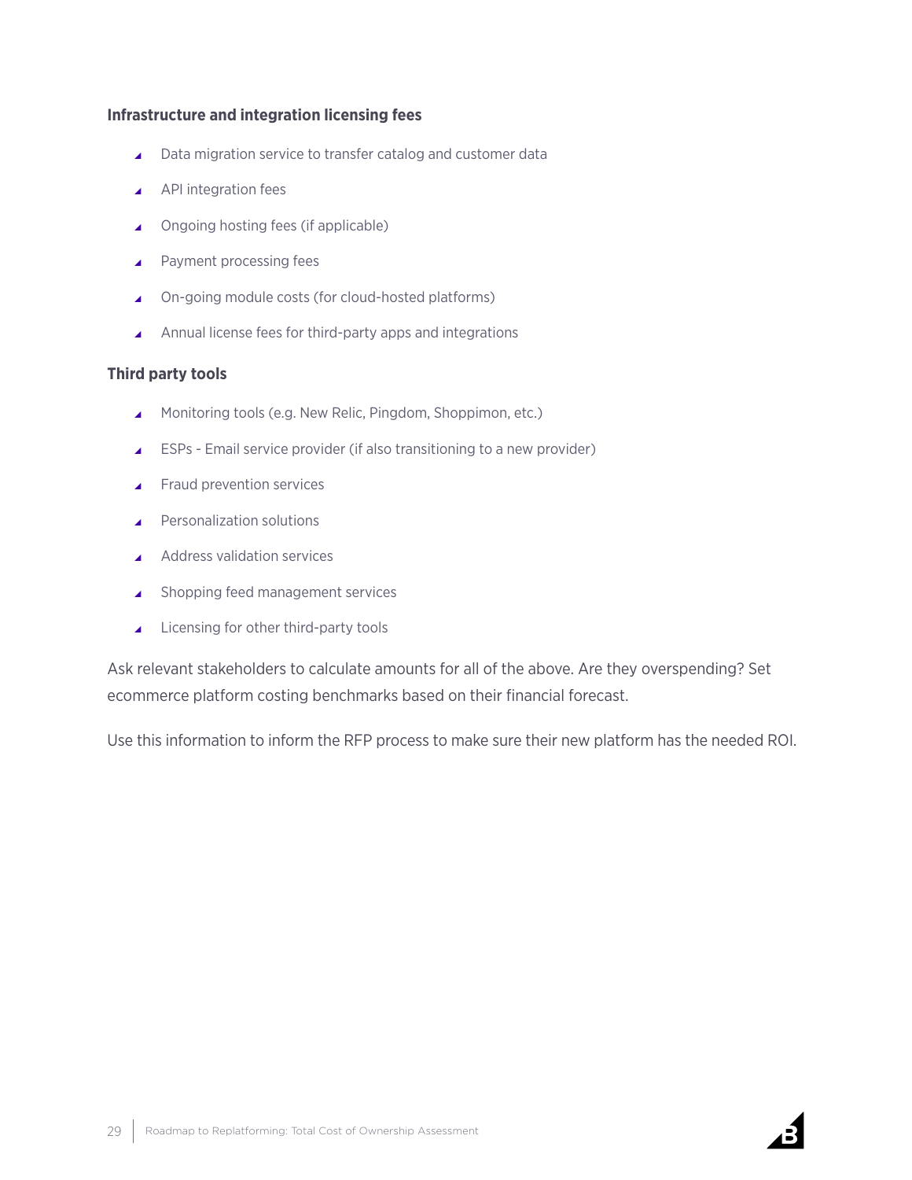### Infrastructure and integration licensing fees

- Data migration service to transfer catalog and customer data
- API integration fees
- Ongoing hosting fees (if applicable)
- Payment processing fees
- On-going module costs (for cloud-hosted platforms)
- Annual license fees for third-party apps and integrations

### Third party tools

- Monitoring tools (e.g. New Relic, Pingdom, Shoppimon, etc.)
- ESPs - Email service provider (if also transitioning to a new provider)
- Fraud prevention services
- Personalization solutions
- Address validation services
- Shopping feed management services
- Licensing for other third-party tools

Ask relevant stakeholders to calculate amounts for all of the above. Are they overspending? Set ecommerce platform costing benchmarks based on their financial forecast.

Use this information to inform the RFP process to make sure their new platform has the needed ROI.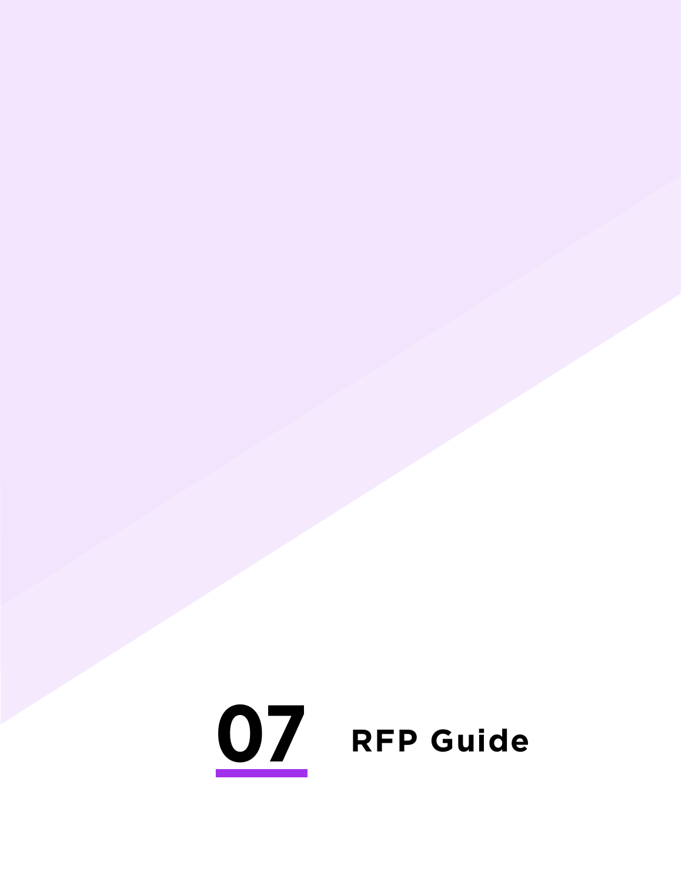# 07 RFP Guide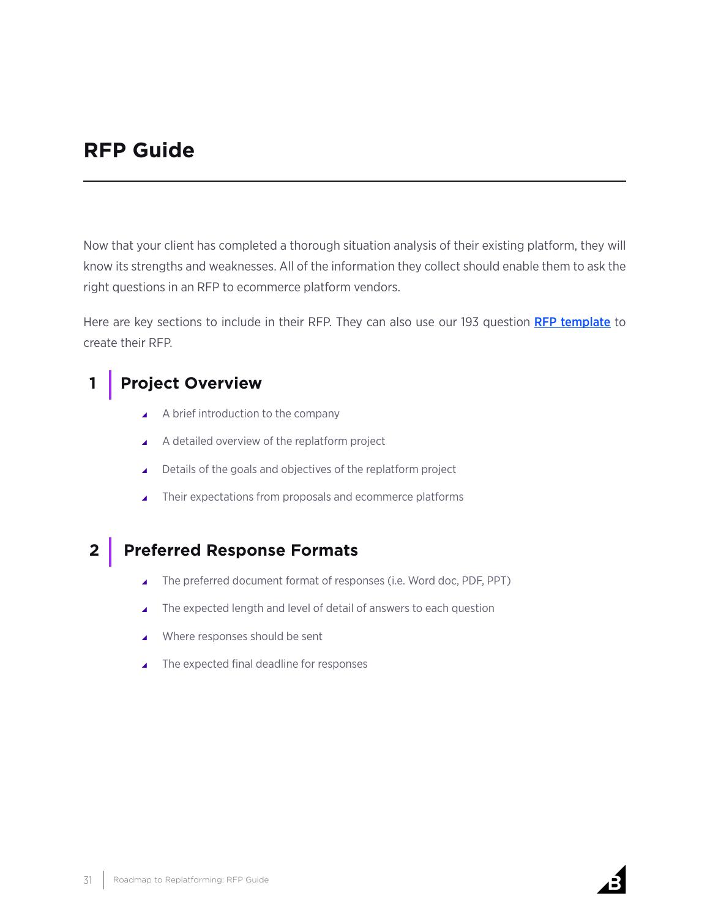# RFP Guide

Now that your client has completed a thorough situation analysis of their existing platform, they will know its strengths and weaknesses. All of the information they collect should enable them to ask the right questions in an RFP to ecommerce platform vendors.

Here are key sections to include in their RFP. They can also use our 193 question **RFP template** to create their RFP.

## 1 Project Overview

- A brief introduction to the company
- A detailed overview of the replatform project
- Details of the goals and objectives of the replatform project
- Their expectations from proposals and ecommerce platforms

## 2 Preferred Response Formats

- The preferred document format of responses (i.e. Word doc, PDF, PPT)
- The expected length and level of detail of answers to each question
- Where responses should be sent
- The expected final deadline for responses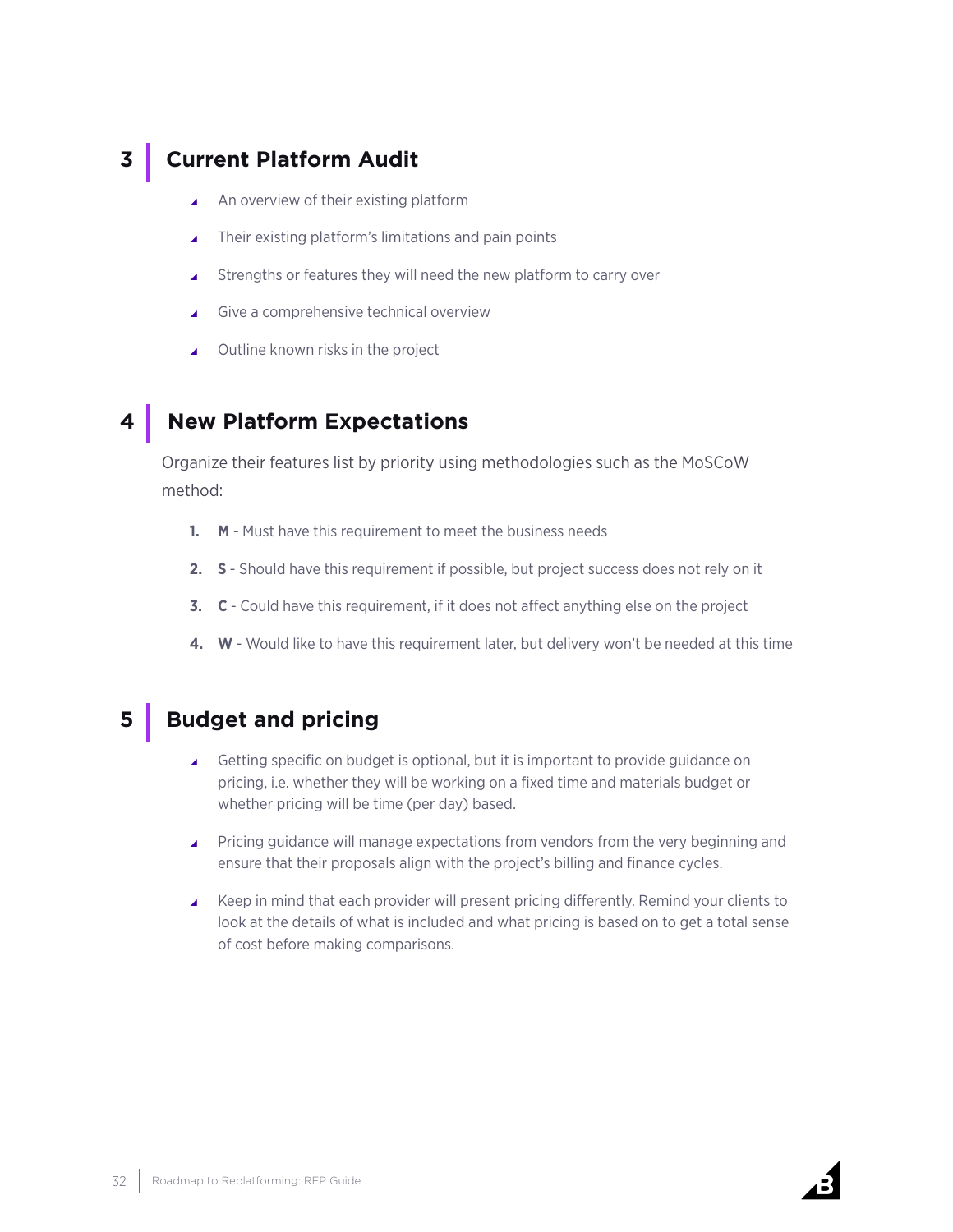## 3 Current Platform Audit

- An overview of their existing platform
- Their existing platform's limitations and pain points
- Strengths or features they will need the new platform to carry over
- Give a comprehensive technical overview
- Outline known risks in the project

## 4 New Platform Expectations

Organize their features list by priority using methodologies such as the MoSCoW method:

1. **M** - Must have this requirement to meet the business needs
2. **S** - Should have this requirement if possible, but project success does not rely on it
3. **C** - Could have this requirement, if it does not affect anything else on the project
4. **W** - Would like to have this requirement later, but delivery won't be needed at this time

## 5 Budget and pricing

- Getting specific on budget is optional, but it is important to provide guidance on pricing, i.e. whether they will be working on a fixed time and materials budget or whether pricing will be time (per day) based.
- Pricing guidance will manage expectations from vendors from the very beginning and ensure that their proposals align with the project's billing and finance cycles.
- Keep in mind that each provider will present pricing differently. Remind your clients to look at the details of what is included and what pricing is based on to get a total sense of cost before making comparisons.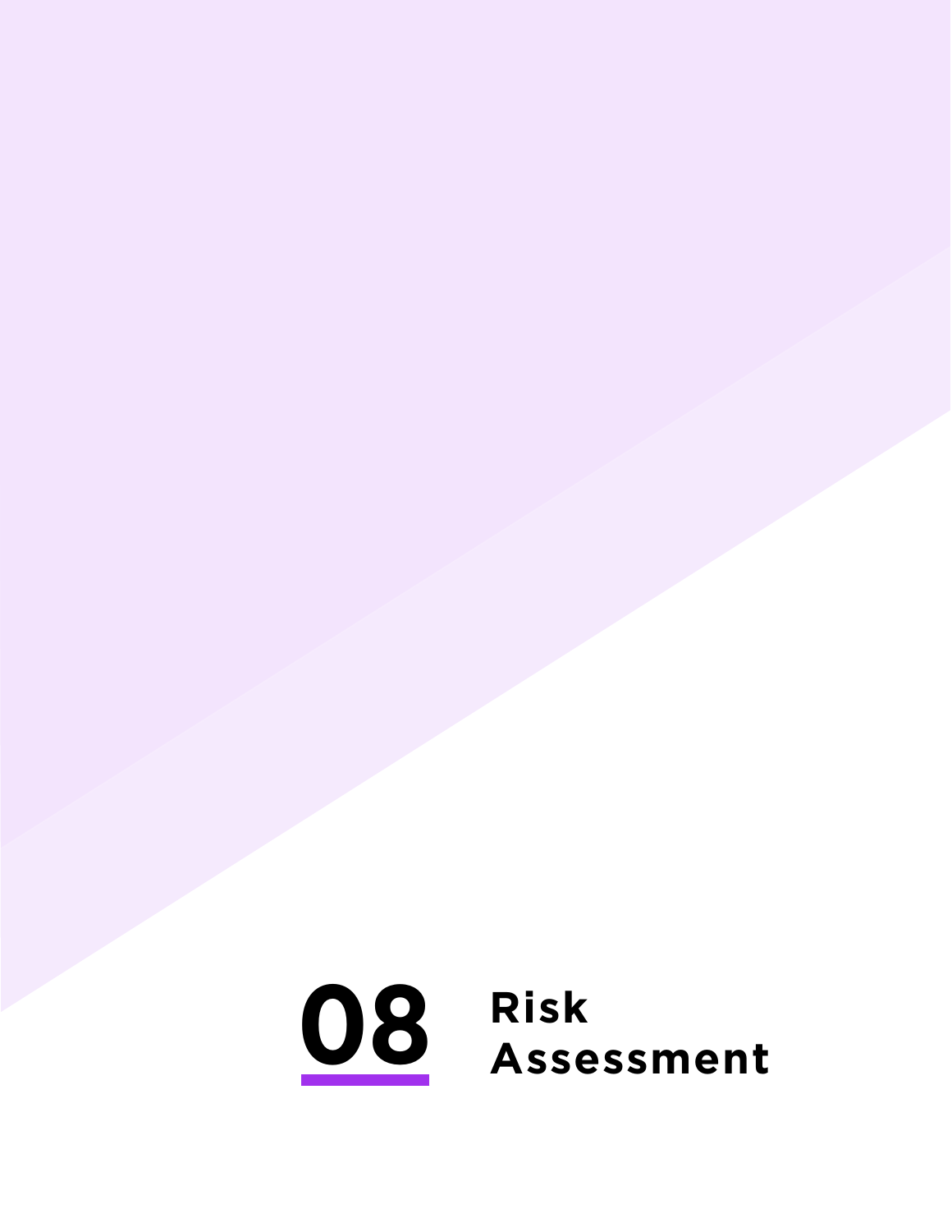# 08 Risk Assessment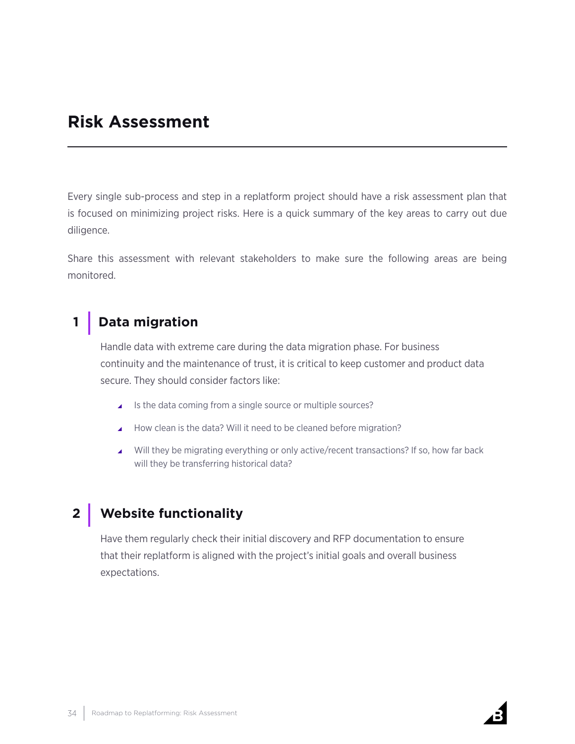# Risk Assessment

Every single sub-process and step in a replatform project should have a risk assessment plan that is focused on minimizing project risks. Here is a quick summary of the key areas to carry out due diligence.

Share this assessment with relevant stakeholders to make sure the following areas are being monitored.

## 1 Data migration

Handle data with extreme care during the data migration phase. For business continuity and the maintenance of trust, it is critical to keep customer and product data secure. They should consider factors like:

- Is the data coming from a single source or multiple sources?
- How clean is the data? Will it need to be cleaned before migration?
- Will they be migrating everything or only active/recent transactions? If so, how far back will they be transferring historical data?

## 2 Website functionality

Have them regularly check their initial discovery and RFP documentation to ensure that their replatform is aligned with the project's initial goals and overall business expectations.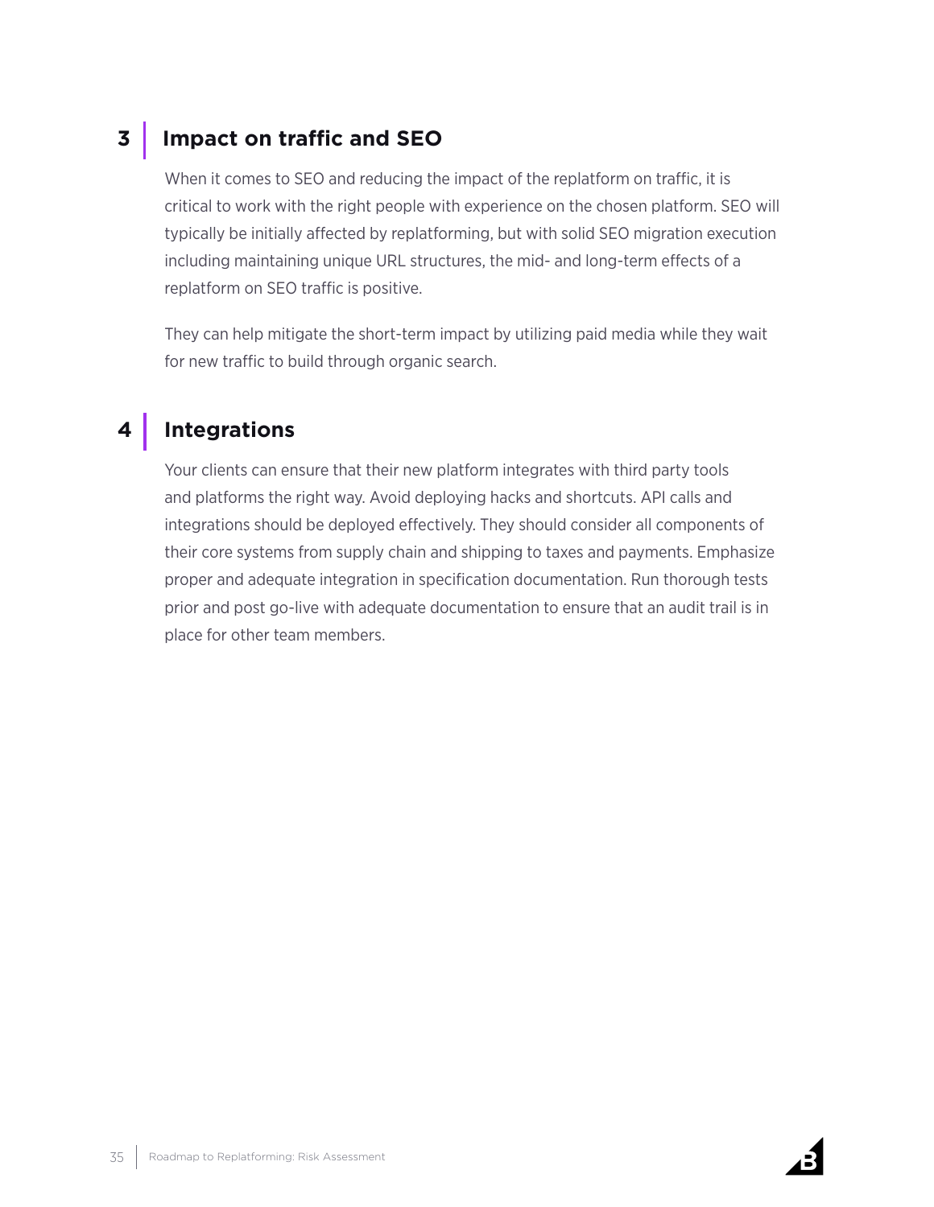## 3 Impact on traffic and SEO

When it comes to SEO and reducing the impact of the replatform on traffic, it is critical to work with the right people with experience on the chosen platform. SEO will typically be initially affected by replatforming, but with solid SEO migration execution including maintaining unique URL structures, the mid- and long-term effects of a replatform on SEO traffic is positive.

They can help mitigate the short-term impact by utilizing paid media while they wait for new traffic to build through organic search.

## 4 Integrations

Your clients can ensure that their new platform integrates with third party tools and platforms the right way. Avoid deploying hacks and shortcuts. API calls and integrations should be deployed effectively. They should consider all components of their core systems from supply chain and shipping to taxes and payments. Emphasize proper and adequate integration in specification documentation. Run thorough tests prior and post go-live with adequate documentation to ensure that an audit trail is in place for other team members.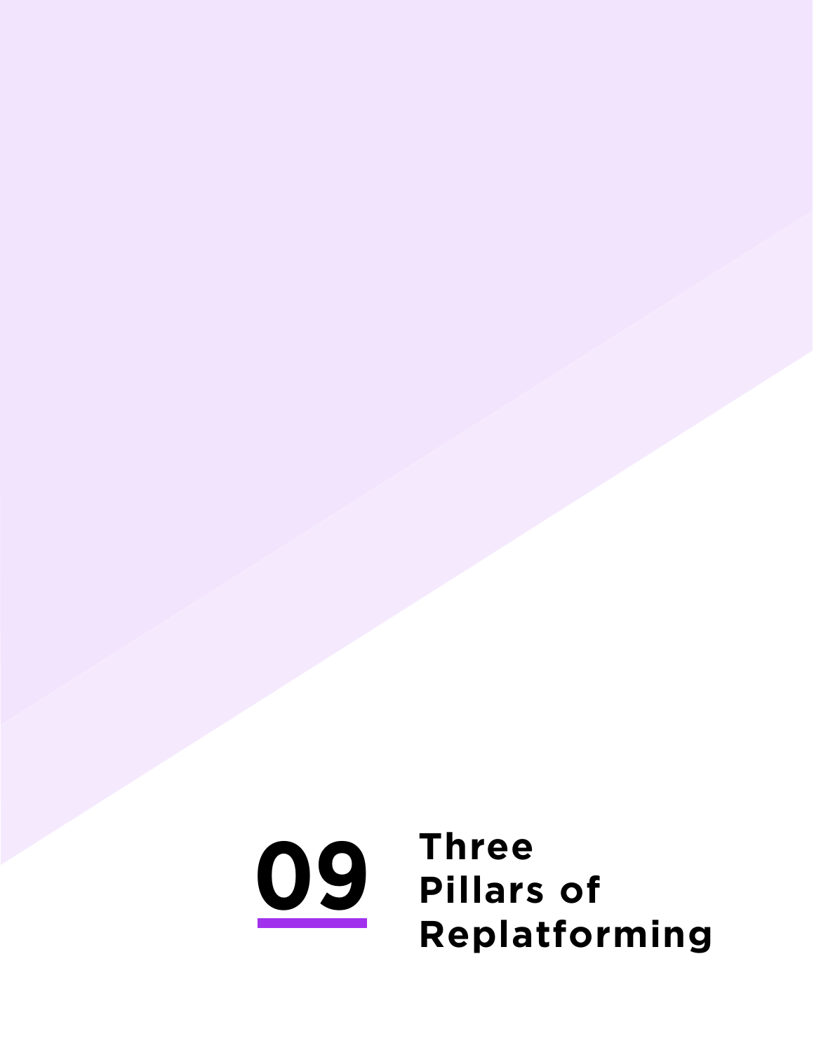# 09 Three Pillars of Replatforming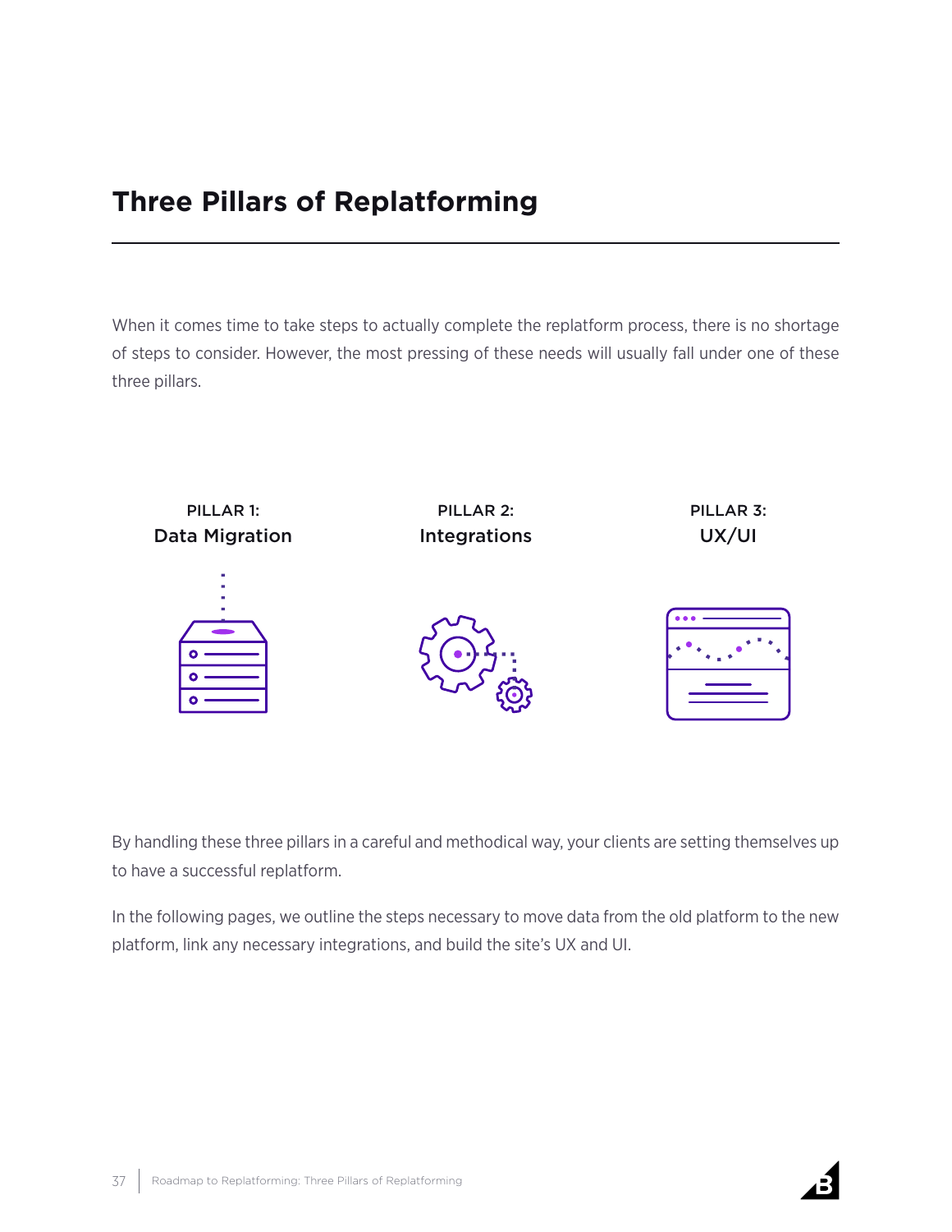# Three Pillars of Replatforming

When it comes time to take steps to actually complete the replatform process, there is no shortage of steps to consider. However, the most pressing of these needs will usually fall under one of these three pillars.

PILLAR 1:
**Data Migration**

PILLAR 2:
**Integrations**

PILLAR 3:
**UX/UI**

By handling these three pillars in a careful and methodical way, your clients are setting themselves up to have a successful replatform.

In the following pages, we outline the steps necessary to move data from the old platform to the new platform, link any necessary integrations, and build the site's UX and UI.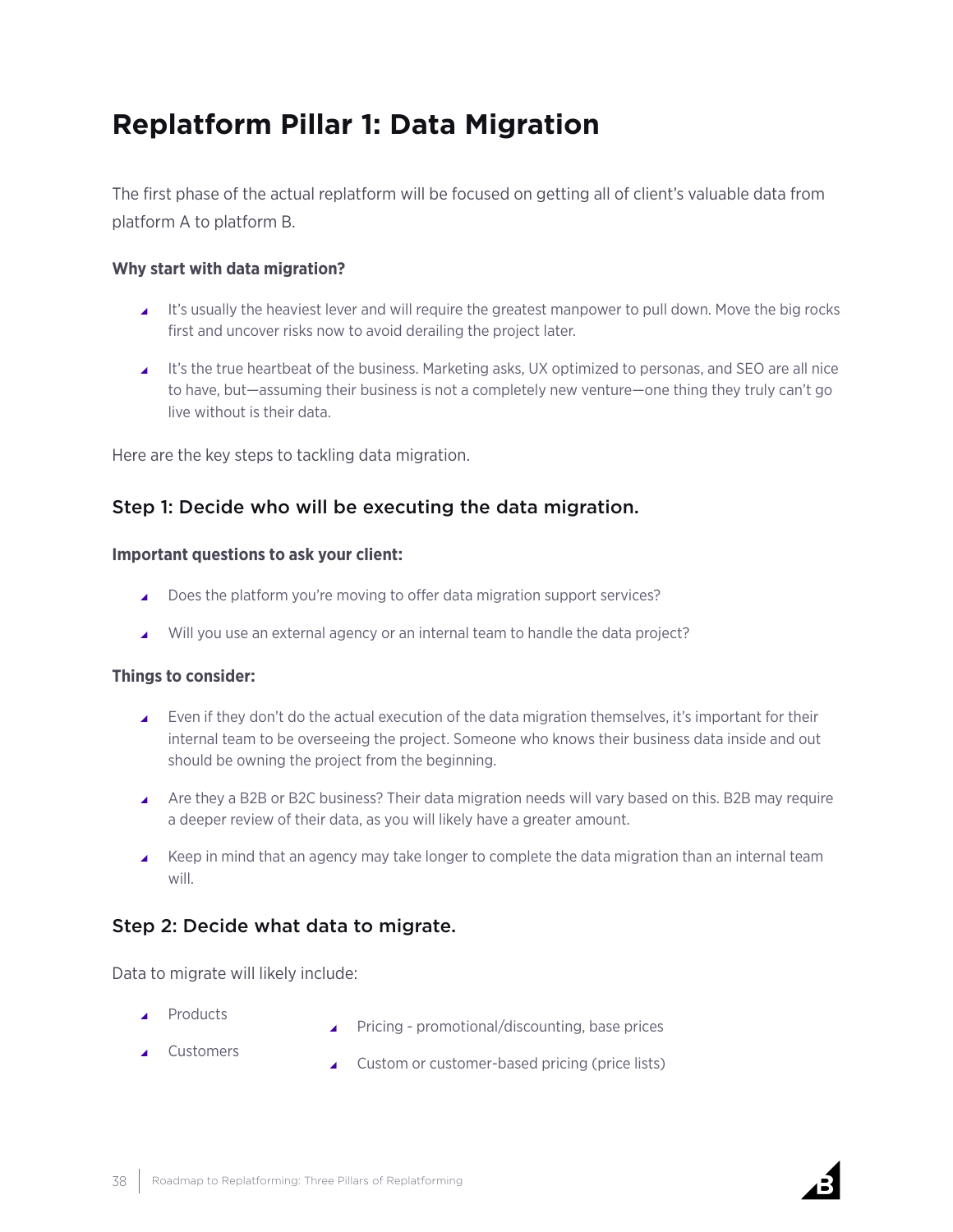# Replatform Pillar 1: Data Migration

The first phase of the actual replatform will be focused on getting all of client's valuable data from platform A to platform B.

**Why start with data migration?**

- It's usually the heaviest lever and will require the greatest manpower to pull down. Move the big rocks first and uncover risks now to avoid derailing the project later.
- It's the true heartbeat of the business. Marketing asks, UX optimized to personas, and SEO are all nice to have, but—assuming their business is not a completely new venture—one thing they truly can't go live without is their data.

Here are the key steps to tackling data migration.

## Step 1: Decide who will be executing the data migration.

**Important questions to ask your client:**

- Does the platform you're moving to offer data migration support services?
- Will you use an external agency or an internal team to handle the data project?

**Things to consider:**

- Even if they don't do the actual execution of the data migration themselves, it's important for their internal team to be overseeing the project. Someone who knows their business data inside and out should be owning the project from the beginning.
- Are they a B2B or B2C business? Their data migration needs will vary based on this. B2B may require a deeper review of their data, as you will likely have a greater amount.
- Keep in mind that an agency may take longer to complete the data migration than an internal team will.

## Step 2: Decide what data to migrate.

Data to migrate will likely include:

- Products
- Customers
- Pricing - promotional/discounting, base prices
- Custom or customer-based pricing (price lists)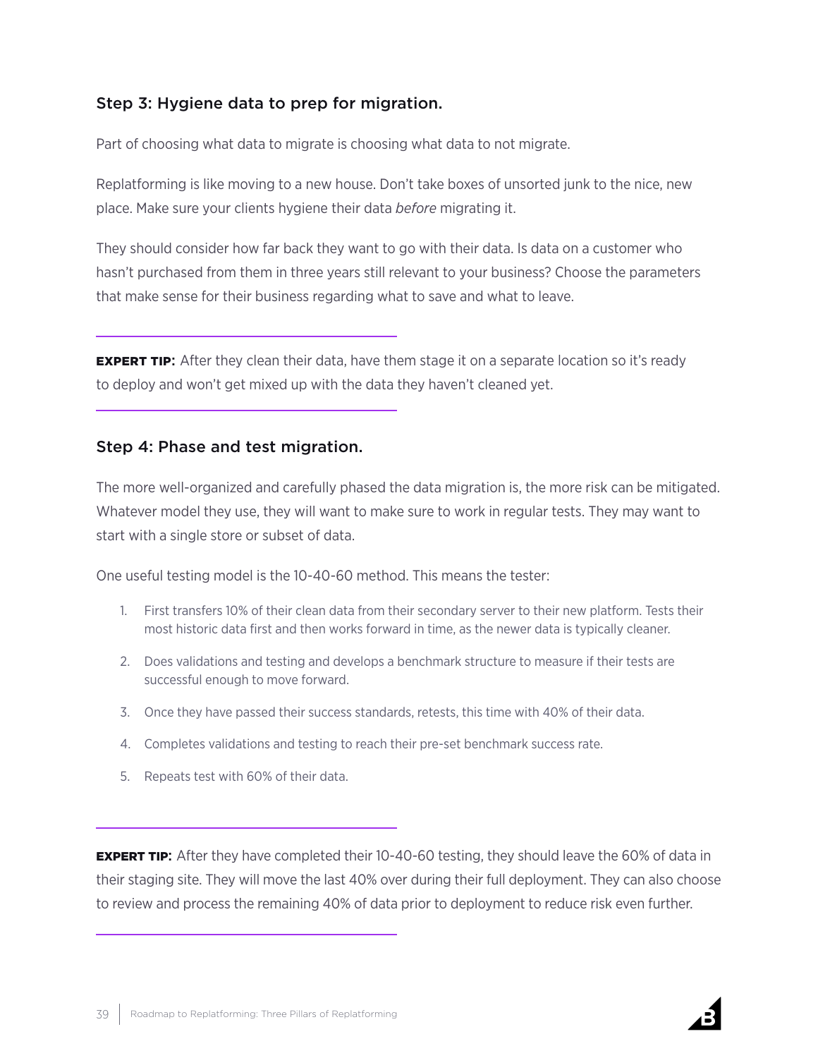### Step 3: Hygiene data to prep for migration.

Part of choosing what data to migrate is choosing what data to not migrate.

Replatforming is like moving to a new house. Don't take boxes of unsorted junk to the nice, new place. Make sure your clients hygiene their data *before* migrating it.

They should consider how far back they want to go with their data. Is data on a customer who hasn't purchased from them in three years still relevant to your business? Choose the parameters that make sense for their business regarding what to save and what to leave.

---

**EXPERT TIP:** After they clean their data, have them stage it on a separate location so it's ready to deploy and won't get mixed up with the data they haven't cleaned yet.

---

### Step 4: Phase and test migration.

The more well-organized and carefully phased the data migration is, the more risk can be mitigated. Whatever model they use, they will want to make sure to work in regular tests. They may want to start with a single store or subset of data.

One useful testing model is the 10-40-60 method. This means the tester:

1. First transfers 10% of their clean data from their secondary server to their new platform. Tests their most historic data first and then works forward in time, as the newer data is typically cleaner.
2. Does validations and testing and develops a benchmark structure to measure if their tests are successful enough to move forward.
3. Once they have passed their success standards, retests, this time with 40% of their data.
4. Completes validations and testing to reach their pre-set benchmark success rate.
5. Repeats test with 60% of their data.

---

**EXPERT TIP:** After they have completed their 10-40-60 testing, they should leave the 60% of data in their staging site. They will move the last 40% over during their full deployment. They can also choose to review and process the remaining 40% of data prior to deployment to reduce risk even further.

---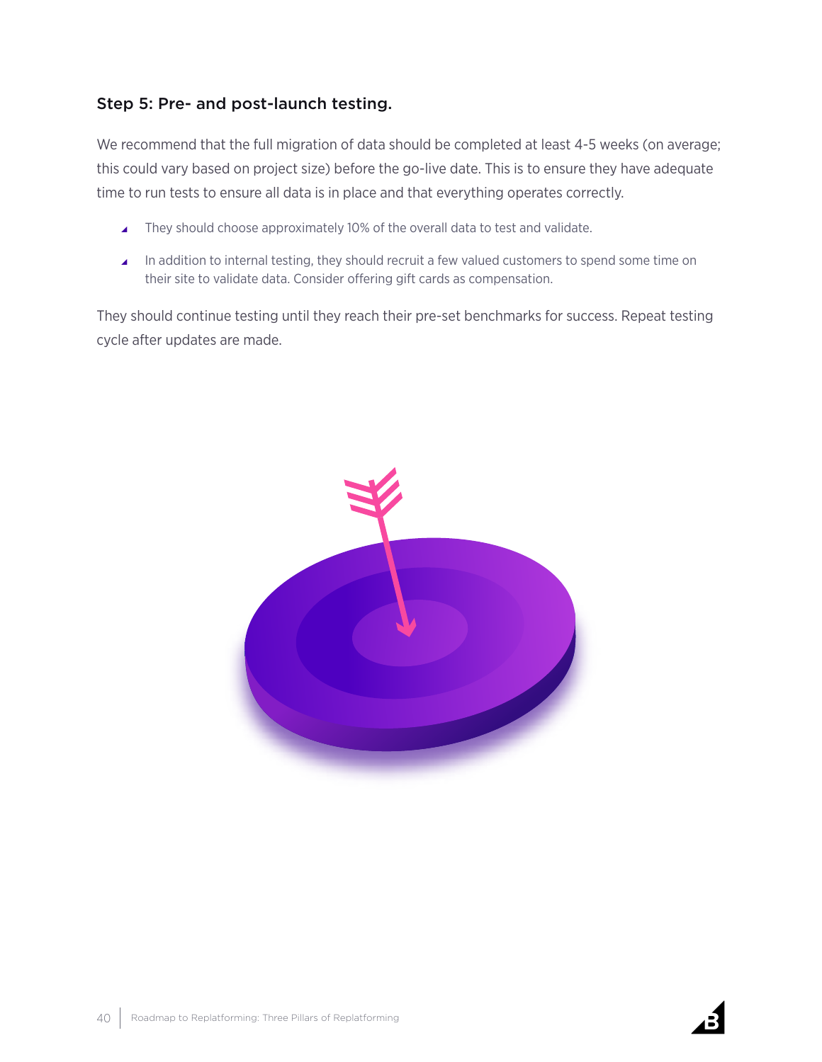### Step 5: Pre- and post-launch testing.

We recommend that the full migration of data should be completed at least 4-5 weeks (on average; this could vary based on project size) before the go-live date. This is to ensure they have adequate time to run tests to ensure all data is in place and that everything operates correctly.

- They should choose approximately 10% of the overall data to test and validate.
- In addition to internal testing, they should recruit a few valued customers to spend some time on their site to validate data. Consider offering gift cards as compensation.

They should continue testing until they reach their pre-set benchmarks for success. Repeat testing cycle after updates are made.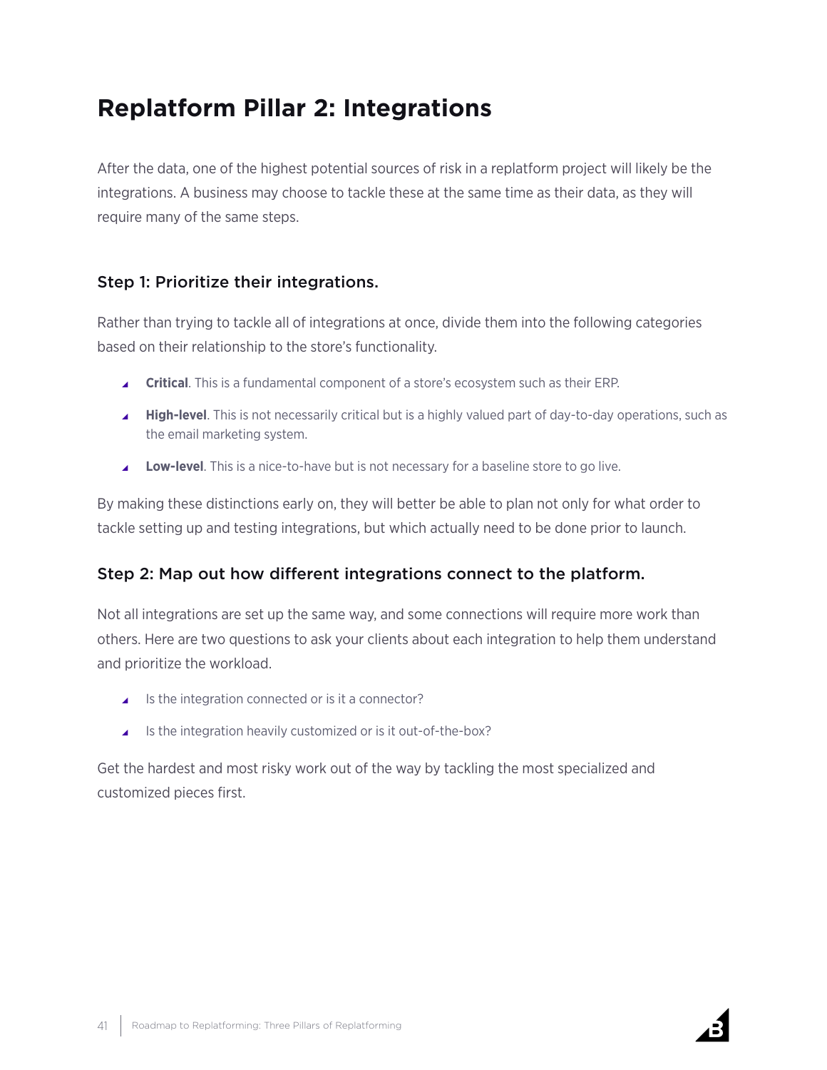# Replatform Pillar 2: Integrations

After the data, one of the highest potential sources of risk in a replatform project will likely be the integrations. A business may choose to tackle these at the same time as their data, as they will require many of the same steps.

### Step 1: Prioritize their integrations.

Rather than trying to tackle all of integrations at once, divide them into the following categories based on their relationship to the store's functionality.

- **Critical**. This is a fundamental component of a store's ecosystem such as their ERP.
- **High-level**. This is not necessarily critical but is a highly valued part of day-to-day operations, such as the email marketing system.
- **Low-level**. This is a nice-to-have but is not necessary for a baseline store to go live.

By making these distinctions early on, they will better be able to plan not only for what order to tackle setting up and testing integrations, but which actually need to be done prior to launch.

### Step 2: Map out how different integrations connect to the platform.

Not all integrations are set up the same way, and some connections will require more work than others. Here are two questions to ask your clients about each integration to help them understand and prioritize the workload.

- Is the integration connected or is it a connector?
- Is the integration heavily customized or is it out-of-the-box?

Get the hardest and most risky work out of the way by tackling the most specialized and customized pieces first.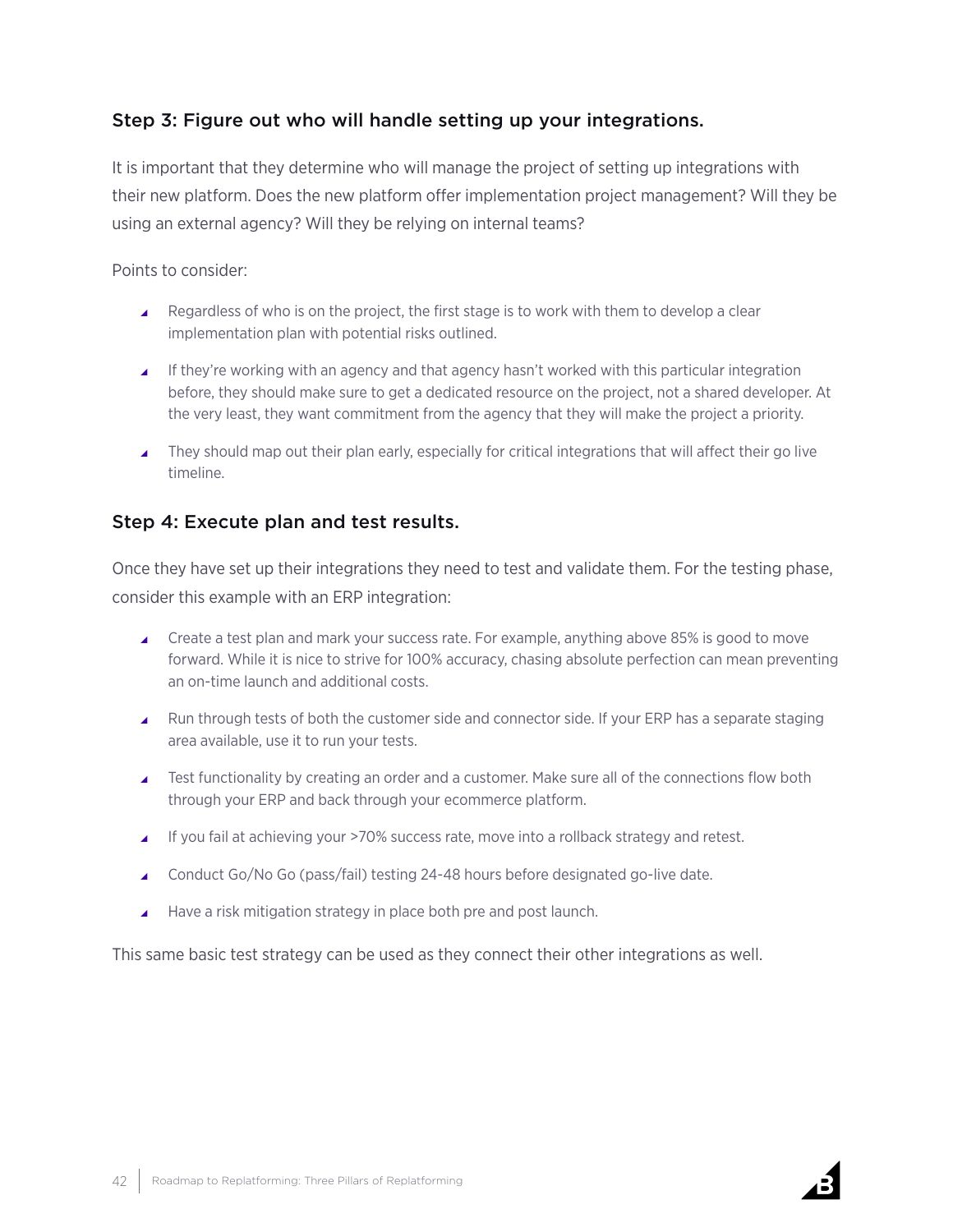### Step 3: Figure out who will handle setting up your integrations.

It is important that they determine who will manage the project of setting up integrations with their new platform. Does the new platform offer implementation project management? Will they be using an external agency? Will they be relying on internal teams?

Points to consider:

- Regardless of who is on the project, the first stage is to work with them to develop a clear implementation plan with potential risks outlined.
- If they're working with an agency and that agency hasn't worked with this particular integration before, they should make sure to get a dedicated resource on the project, not a shared developer. At the very least, they want commitment from the agency that they will make the project a priority.
- They should map out their plan early, especially for critical integrations that will affect their go live timeline.

### Step 4: Execute plan and test results.

Once they have set up their integrations they need to test and validate them. For the testing phase, consider this example with an ERP integration:

- Create a test plan and mark your success rate. For example, anything above 85% is good to move forward. While it is nice to strive for 100% accuracy, chasing absolute perfection can mean preventing an on-time launch and additional costs.
- Run through tests of both the customer side and connector side. If your ERP has a separate staging area available, use it to run your tests.
- Test functionality by creating an order and a customer. Make sure all of the connections flow both through your ERP and back through your ecommerce platform.
- If you fail at achieving your >70% success rate, move into a rollback strategy and retest.
- Conduct Go/No Go (pass/fail) testing 24-48 hours before designated go-live date.
- Have a risk mitigation strategy in place both pre and post launch.

This same basic test strategy can be used as they connect their other integrations as well.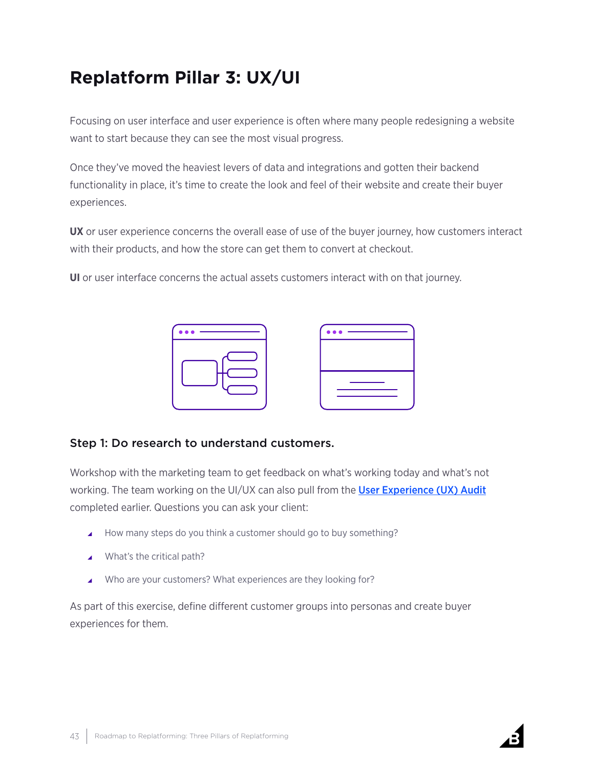# Replatform Pillar 3: UX/UI

Focusing on user interface and user experience is often where many people redesigning a website want to start because they can see the most visual progress.

Once they've moved the heaviest levers of data and integrations and gotten their backend functionality in place, it's time to create the look and feel of their website and create their buyer experiences.

**UX** or user experience concerns the overall ease of use of the buyer journey, how customers interact with their products, and how the store can get them to convert at checkout.

**UI** or user interface concerns the actual assets customers interact with on that journey.

### Step 1: Do research to understand customers.

Workshop with the marketing team to get feedback on what's working today and what's not working. The team working on the UI/UX can also pull from the User Experience (UX) Audit completed earlier. Questions you can ask your client:

- How many steps do you think a customer should go to buy something?
- What's the critical path?
- Who are your customers? What experiences are they looking for?

As part of this exercise, define different customer groups into personas and create buyer experiences for them.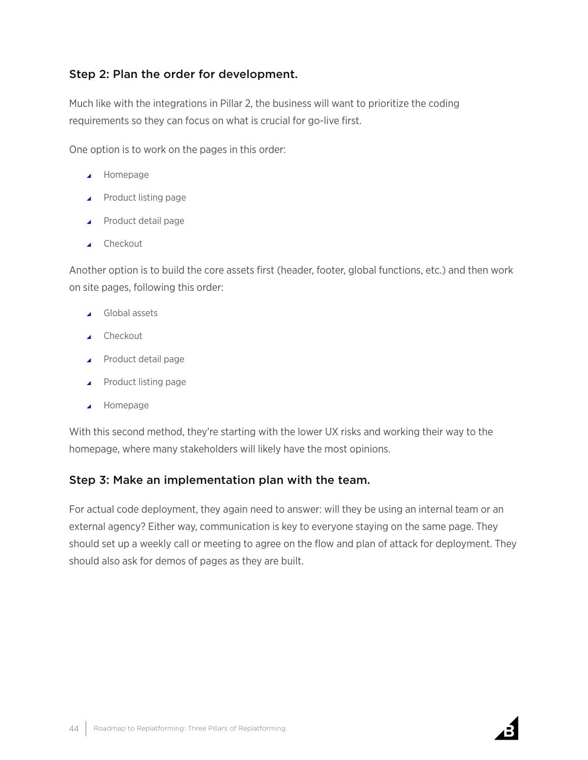### Step 2: Plan the order for development.

Much like with the integrations in Pillar 2, the business will want to prioritize the coding requirements so they can focus on what is crucial for go-live first.

One option is to work on the pages in this order:

- Homepage
- Product listing page
- Product detail page
- Checkout

Another option is to build the core assets first (header, footer, global functions, etc.) and then work on site pages, following this order:

- Global assets
- Checkout
- Product detail page
- Product listing page
- Homepage

With this second method, they're starting with the lower UX risks and working their way to the homepage, where many stakeholders will likely have the most opinions.

### Step 3: Make an implementation plan with the team.

For actual code deployment, they again need to answer: will they be using an internal team or an external agency? Either way, communication is key to everyone staying on the same page. They should set up a weekly call or meeting to agree on the flow and plan of attack for deployment. They should also ask for demos of pages as they are built.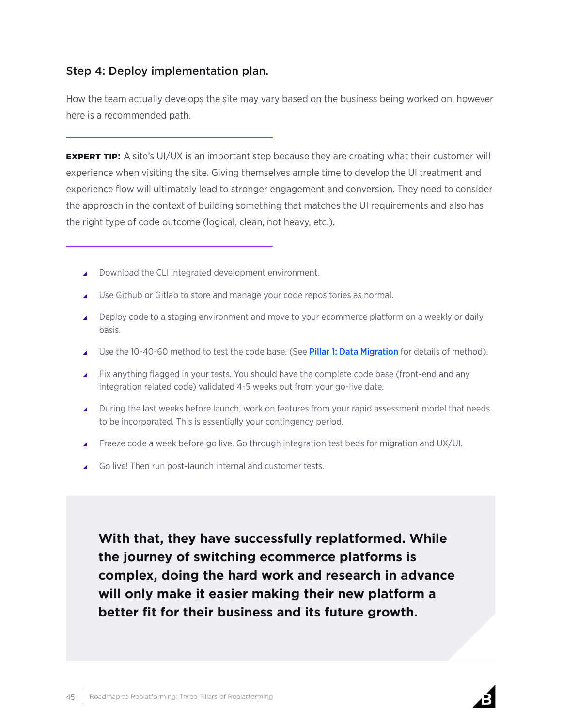### Step 4: Deploy implementation plan.

How the team actually develops the site may vary based on the business being worked on, however here is a recommended path.

---

**EXPERT TIP:** A site's UI/UX is an important step because they are creating what their customer will experience when visiting the site. Giving themselves ample time to develop the UI treatment and experience flow will ultimately lead to stronger engagement and conversion. They need to consider the approach in the context of building something that matches the UI requirements and also has the right type of code outcome (logical, clean, not heavy, etc.).

---

- Download the CLI integrated development environment.
- Use Github or Gitlab to store and manage your code repositories as normal.
- Deploy code to a staging environment and move to your ecommerce platform on a weekly or daily basis.
- Use the 10-40-60 method to test the code base. (See **Pillar 1: Data Migration** for details of method).
- Fix anything flagged in your tests. You should have the complete code base (front-end and any integration related code) validated 4-5 weeks out from your go-live date.
- During the last weeks before launch, work on features from your rapid assessment model that needs to be incorporated. This is essentially your contingency period.
- Freeze code a week before go live. Go through integration test beds for migration and UX/UI.
- Go live! Then run post-launch internal and customer tests.

**With that, they have successfully replatformed. While the journey of switching ecommerce platforms is complex, doing the hard work and research in advance will only make it easier making their new platform a better fit for their business and its future growth.**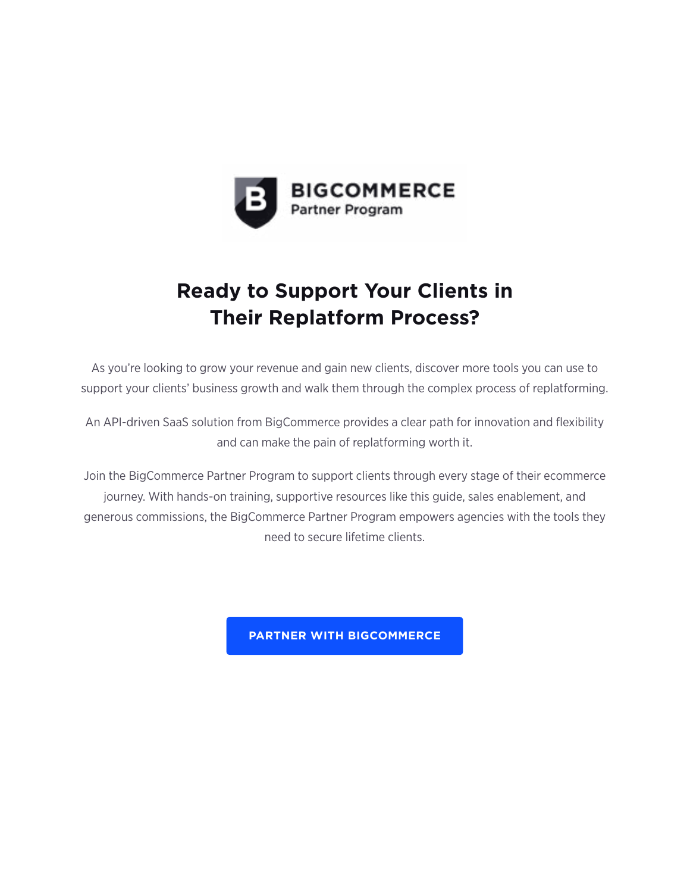BIGCOMMERCE
Partner Program

## Ready to Support Your Clients in Their Replatform Process?

As you're looking to grow your revenue and gain new clients, discover more tools you can use to support your clients' business growth and walk them through the complex process of replatforming.

An API-driven SaaS solution from BigCommerce provides a clear path for innovation and flexibility and can make the pain of replatforming worth it.

Join the BigCommerce Partner Program to support clients through every stage of their ecommerce journey. With hands-on training, supportive resources like this guide, sales enablement, and generous commissions, the BigCommerce Partner Program empowers agencies with the tools they need to secure lifetime clients.

PARTNER WITH BIGCOMMERCE